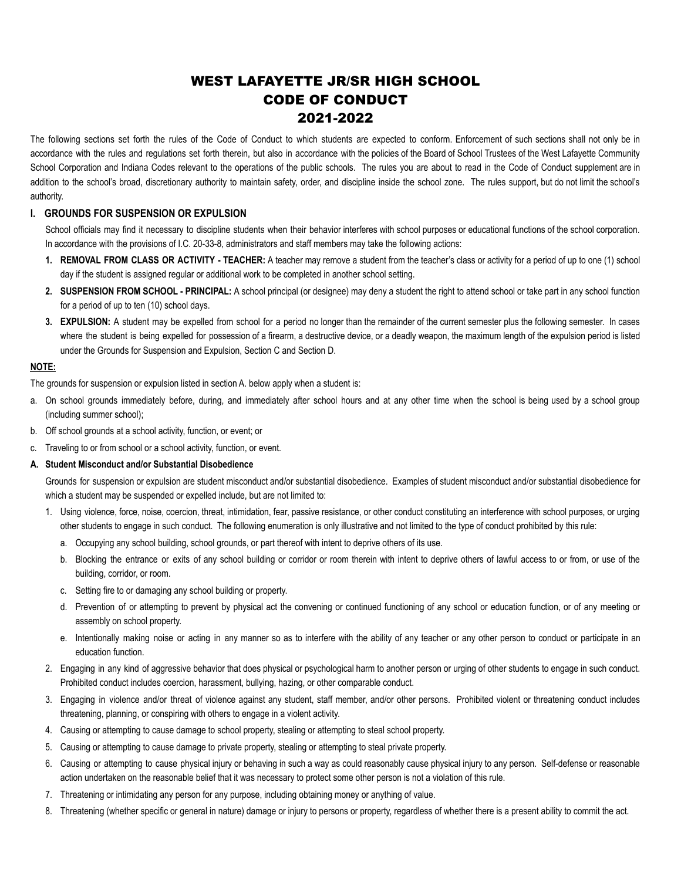# WEST LAFAYETTE JR/SR HIGH SCHOOL
# CODE OF CONDUCT
# 2021-2022

The following sections set forth the rules of the Code of Conduct to which students are expected to conform. Enforcement of such sections shall not only be in accordance with the rules and regulations set forth therein, but also in accordance with the policies of the Board of School Trustees of the West Lafayette Community School Corporation and Indiana Codes relevant to the operations of the public schools. The rules you are about to read in the Code of Conduct supplement are in addition to the school's broad, discretionary authority to maintain safety, order, and discipline inside the school zone. The rules support, but do not limit the school's authority.

## I. GROUNDS FOR SUSPENSION OR EXPULSION

School officials may find it necessary to discipline students when their behavior interferes with school purposes or educational functions of the school corporation. In accordance with the provisions of I.C. 20-33-8, administrators and staff members may take the following actions:

1. **REMOVAL FROM CLASS OR ACTIVITY - TEACHER:** A teacher may remove a student from the teacher's class or activity for a period of up to one (1) school day if the student is assigned regular or additional work to be completed in another school setting.
2. **SUSPENSION FROM SCHOOL - PRINCIPAL:** A school principal (or designee) may deny a student the right to attend school or take part in any school function for a period of up to ten (10) school days.
3. **EXPULSION:** A student may be expelled from school for a period no longer than the remainder of the current semester plus the following semester. In cases where the student is being expelled for possession of a firearm, a destructive device, or a deadly weapon, the maximum length of the expulsion period is listed under the Grounds for Suspension and Expulsion, Section C and Section D.

**NOTE:**

The grounds for suspension or expulsion listed in section A. below apply when a student is:

a. On school grounds immediately before, during, and immediately after school hours and at any other time when the school is being used by a school group (including summer school);

b. Off school grounds at a school activity, function, or event; or

c. Traveling to or from school or a school activity, function, or event.

### A. Student Misconduct and/or Substantial Disobedience

Grounds for suspension or expulsion are student misconduct and/or substantial disobedience. Examples of student misconduct and/or substantial disobedience for which a student may be suspended or expelled include, but are not limited to:

1. Using violence, force, noise, coercion, threat, intimidation, fear, passive resistance, or other conduct constituting an interference with school purposes, or urging other students to engage in such conduct. The following enumeration is only illustrative and not limited to the type of conduct prohibited by this rule:
   a. Occupying any school building, school grounds, or part thereof with intent to deprive others of its use.
   b. Blocking the entrance or exits of any school building or corridor or room therein with intent to deprive others of lawful access to or from, or use of the building, corridor, or room.
   c. Setting fire to or damaging any school building or property.
   d. Prevention of or attempting to prevent by physical act the convening or continued functioning of any school or education function, or of any meeting or assembly on school property.
   e. Intentionally making noise or acting in any manner so as to interfere with the ability of any teacher or any other person to conduct or participate in an education function.
2. Engaging in any kind of aggressive behavior that does physical or psychological harm to another person or urging of other students to engage in such conduct. Prohibited conduct includes coercion, harassment, bullying, hazing, or other comparable conduct.
3. Engaging in violence and/or threat of violence against any student, staff member, and/or other persons. Prohibited violent or threatening conduct includes threatening, planning, or conspiring with others to engage in a violent activity.
4. Causing or attempting to cause damage to school property, stealing or attempting to steal school property.
5. Causing or attempting to cause damage to private property, stealing or attempting to steal private property.
6. Causing or attempting to cause physical injury or behaving in such a way as could reasonably cause physical injury to any person. Self-defense or reasonable action undertaken on the reasonable belief that it was necessary to protect some other person is not a violation of this rule.
7. Threatening or intimidating any person for any purpose, including obtaining money or anything of value.
8. Threatening (whether specific or general in nature) damage or injury to persons or property, regardless of whether there is a present ability to commit the act.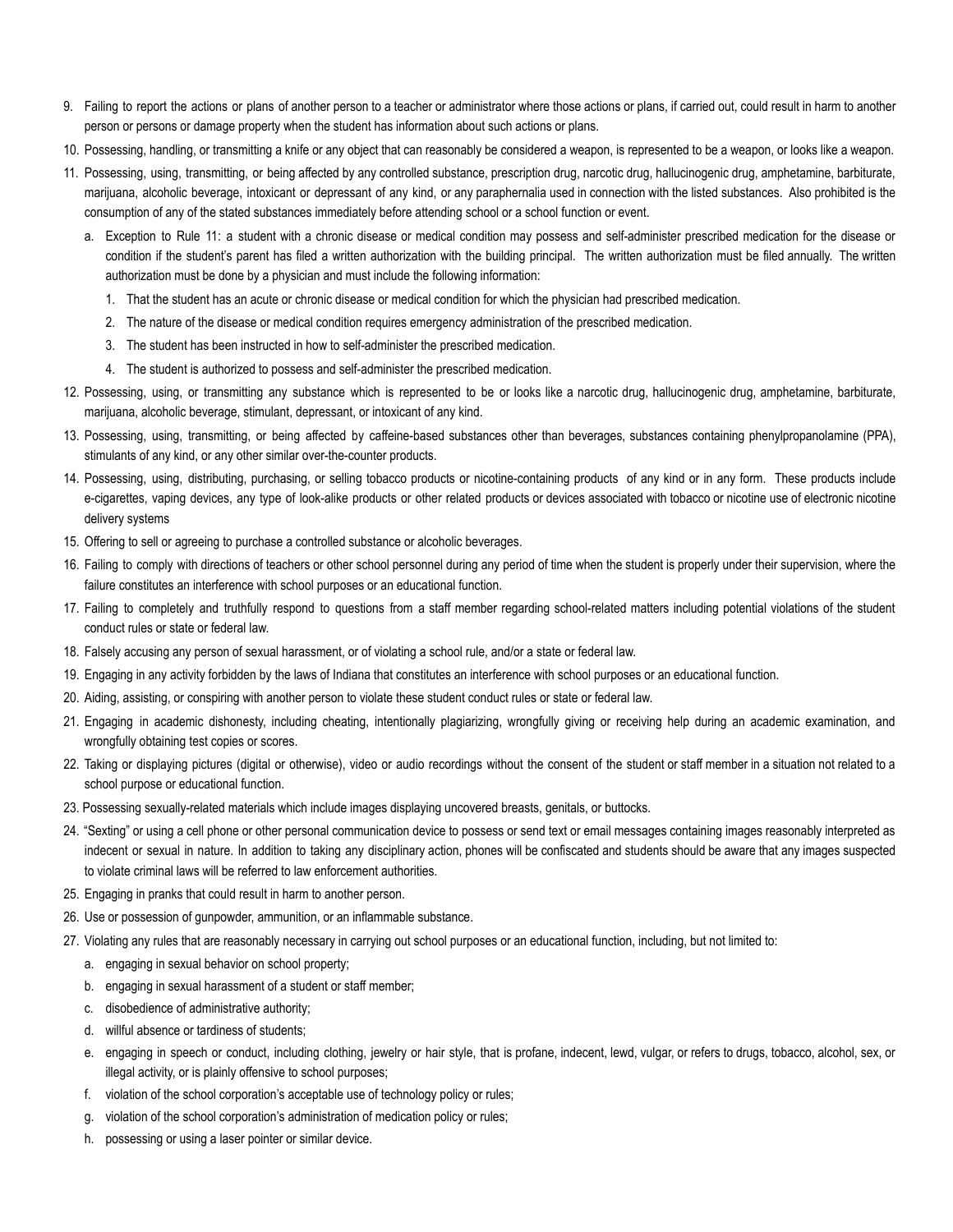9. Failing to report the actions or plans of another person to a teacher or administrator where those actions or plans, if carried out, could result in harm to another person or persons or damage property when the student has information about such actions or plans.
10. Possessing, handling, or transmitting a knife or any object that can reasonably be considered a weapon, is represented to be a weapon, or looks like a weapon.
11. Possessing, using, transmitting, or being affected by any controlled substance, prescription drug, narcotic drug, hallucinogenic drug, amphetamine, barbiturate, marijuana, alcoholic beverage, intoxicant or depressant of any kind, or any paraphernalia used in connection with the listed substances. Also prohibited is the consumption of any of the stated substances immediately before attending school or a school function or event.
    a. Exception to Rule 11: a student with a chronic disease or medical condition may possess and self-administer prescribed medication for the disease or condition if the student's parent has filed a written authorization with the building principal. The written authorization must be filed annually. The written authorization must be done by a physician and must include the following information:
        1. That the student has an acute or chronic disease or medical condition for which the physician had prescribed medication.
        2. The nature of the disease or medical condition requires emergency administration of the prescribed medication.
        3. The student has been instructed in how to self-administer the prescribed medication.
        4. The student is authorized to possess and self-administer the prescribed medication.
12. Possessing, using, or transmitting any substance which is represented to be or looks like a narcotic drug, hallucinogenic drug, amphetamine, barbiturate, marijuana, alcoholic beverage, stimulant, depressant, or intoxicant of any kind.
13. Possessing, using, transmitting, or being affected by caffeine-based substances other than beverages, substances containing phenylpropanolamine (PPA), stimulants of any kind, or any other similar over-the-counter products.
14. Possessing, using, distributing, purchasing, or selling tobacco products or nicotine-containing products of any kind or in any form. These products include e-cigarettes, vaping devices, any type of look-alike products or other related products or devices associated with tobacco or nicotine use of electronic nicotine delivery systems
15. Offering to sell or agreeing to purchase a controlled substance or alcoholic beverages.
16. Failing to comply with directions of teachers or other school personnel during any period of time when the student is properly under their supervision, where the failure constitutes an interference with school purposes or an educational function.
17. Failing to completely and truthfully respond to questions from a staff member regarding school-related matters including potential violations of the student conduct rules or state or federal law.
18. Falsely accusing any person of sexual harassment, or of violating a school rule, and/or a state or federal law.
19. Engaging in any activity forbidden by the laws of Indiana that constitutes an interference with school purposes or an educational function.
20. Aiding, assisting, or conspiring with another person to violate these student conduct rules or state or federal law.
21. Engaging in academic dishonesty, including cheating, intentionally plagiarizing, wrongfully giving or receiving help during an academic examination, and wrongfully obtaining test copies or scores.
22. Taking or displaying pictures (digital or otherwise), video or audio recordings without the consent of the student or staff member in a situation not related to a school purpose or educational function.
23. Possessing sexually-related materials which include images displaying uncovered breasts, genitals, or buttocks.
24. "Sexting" or using a cell phone or other personal communication device to possess or send text or email messages containing images reasonably interpreted as indecent or sexual in nature. In addition to taking any disciplinary action, phones will be confiscated and students should be aware that any images suspected to violate criminal laws will be referred to law enforcement authorities.
25. Engaging in pranks that could result in harm to another person.
26. Use or possession of gunpowder, ammunition, or an inflammable substance.
27. Violating any rules that are reasonably necessary in carrying out school purposes or an educational function, including, but not limited to:
    a. engaging in sexual behavior on school property;
    b. engaging in sexual harassment of a student or staff member;
    c. disobedience of administrative authority;
    d. willful absence or tardiness of students;
    e. engaging in speech or conduct, including clothing, jewelry or hair style, that is profane, indecent, lewd, vulgar, or refers to drugs, tobacco, alcohol, sex, or illegal activity, or is plainly offensive to school purposes;
    f. violation of the school corporation's acceptable use of technology policy or rules;
    g. violation of the school corporation's administration of medication policy or rules;
    h. possessing or using a laser pointer or similar device.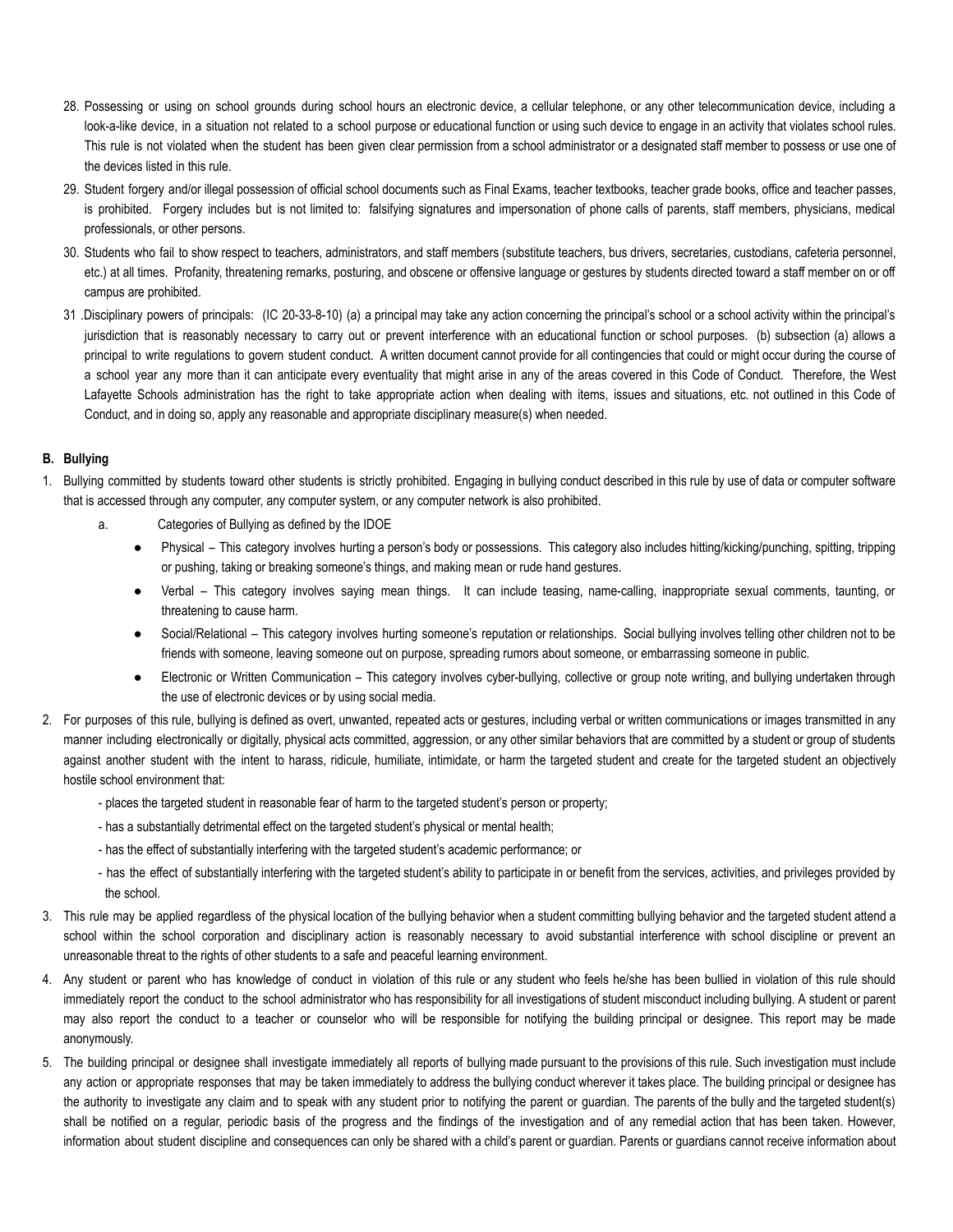28. Possessing or using on school grounds during school hours an electronic device, a cellular telephone, or any other telecommunication device, including a look-a-like device, in a situation not related to a school purpose or educational function or using such device to engage in an activity that violates school rules. This rule is not violated when the student has been given clear permission from a school administrator or a designated staff member to possess or use one of the devices listed in this rule.
29. Student forgery and/or illegal possession of official school documents such as Final Exams, teacher textbooks, teacher grade books, office and teacher passes, is prohibited. Forgery includes but is not limited to: falsifying signatures and impersonation of phone calls of parents, staff members, physicians, medical professionals, or other persons.
30. Students who fail to show respect to teachers, administrators, and staff members (substitute teachers, bus drivers, secretaries, custodians, cafeteria personnel, etc.) at all times. Profanity, threatening remarks, posturing, and obscene or offensive language or gestures by students directed toward a staff member on or off campus are prohibited.
31. Disciplinary powers of principals: (IC 20-33-8-10) (a) a principal may take any action concerning the principal's school or a school activity within the principal's jurisdiction that is reasonably necessary to carry out or prevent interference with an educational function or school purposes. (b) subsection (a) allows a principal to write regulations to govern student conduct. A written document cannot provide for all contingencies that could or might occur during the course of a school year any more than it can anticipate every eventuality that might arise in any of the areas covered in this Code of Conduct. Therefore, the West Lafayette Schools administration has the right to take appropriate action when dealing with items, issues and situations, etc. not outlined in this Code of Conduct, and in doing so, apply any reasonable and appropriate disciplinary measure(s) when needed.

**B. Bullying**

1. Bullying committed by students toward other students is strictly prohibited. Engaging in bullying conduct described in this rule by use of data or computer software that is accessed through any computer, any computer system, or any computer network is also prohibited.
   a. Categories of Bullying as defined by the IDOE
      - Physical – This category involves hurting a person's body or possessions. This category also includes hitting/kicking/punching, spitting, tripping or pushing, taking or breaking someone's things, and making mean or rude hand gestures.
      - Verbal – This category involves saying mean things. It can include teasing, name-calling, inappropriate sexual comments, taunting, or threatening to cause harm.
      - Social/Relational – This category involves hurting someone's reputation or relationships. Social bullying involves telling other children not to be friends with someone, leaving someone out on purpose, spreading rumors about someone, or embarrassing someone in public.
      - Electronic or Written Communication – This category involves cyber-bullying, collective or group note writing, and bullying undertaken through the use of electronic devices or by using social media.
2. For purposes of this rule, bullying is defined as overt, unwanted, repeated acts or gestures, including verbal or written communications or images transmitted in any manner including electronically or digitally, physical acts committed, aggression, or any other similar behaviors that are committed by a student or group of students against another student with the intent to harass, ridicule, humiliate, intimidate, or harm the targeted student and create for the targeted student an objectively hostile school environment that:
   - places the targeted student in reasonable fear of harm to the targeted student's person or property;
   - has a substantially detrimental effect on the targeted student's physical or mental health;
   - has the effect of substantially interfering with the targeted student's academic performance; or
   - has the effect of substantially interfering with the targeted student's ability to participate in or benefit from the services, activities, and privileges provided by the school.
3. This rule may be applied regardless of the physical location of the bullying behavior when a student committing bullying behavior and the targeted student attend a school within the school corporation and disciplinary action is reasonably necessary to avoid substantial interference with school discipline or prevent an unreasonable threat to the rights of other students to a safe and peaceful learning environment.
4. Any student or parent who has knowledge of conduct in violation of this rule or any student who feels he/she has been bullied in violation of this rule should immediately report the conduct to the school administrator who has responsibility for all investigations of student misconduct including bullying. A student or parent may also report the conduct to a teacher or counselor who will be responsible for notifying the building principal or designee. This report may be made anonymously.
5. The building principal or designee shall investigate immediately all reports of bullying made pursuant to the provisions of this rule. Such investigation must include any action or appropriate responses that may be taken immediately to address the bullying conduct wherever it takes place. The building principal or designee has the authority to investigate any claim and to speak with any student prior to notifying the parent or guardian. The parents of the bully and the targeted student(s) shall be notified on a regular, periodic basis of the progress and the findings of the investigation and of any remedial action that has been taken. However, information about student discipline and consequences can only be shared with a child's parent or guardian. Parents or guardians cannot receive information about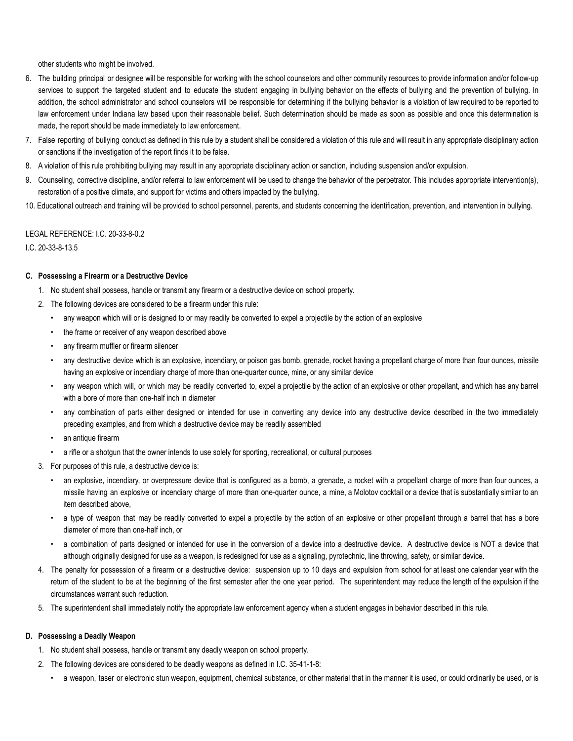other students who might be involved.

6. The building principal or designee will be responsible for working with the school counselors and other community resources to provide information and/or follow-up services to support the targeted student and to educate the student engaging in bullying behavior on the effects of bullying and the prevention of bullying. In addition, the school administrator and school counselors will be responsible for determining if the bullying behavior is a violation of law required to be reported to law enforcement under Indiana law based upon their reasonable belief. Such determination should be made as soon as possible and once this determination is made, the report should be made immediately to law enforcement.
7. False reporting of bullying conduct as defined in this rule by a student shall be considered a violation of this rule and will result in any appropriate disciplinary action or sanctions if the investigation of the report finds it to be false.
8. A violation of this rule prohibiting bullying may result in any appropriate disciplinary action or sanction, including suspension and/or expulsion.
9. Counseling, corrective discipline, and/or referral to law enforcement will be used to change the behavior of the perpetrator. This includes appropriate intervention(s), restoration of a positive climate, and support for victims and others impacted by the bullying.
10. Educational outreach and training will be provided to school personnel, parents, and students concerning the identification, prevention, and intervention in bullying.

LEGAL REFERENCE: I.C. 20-33-8-0.2

I.C. 20-33-8-13.5

**C. Possessing a Firearm or a Destructive Device**

1. No student shall possess, handle or transmit any firearm or a destructive device on school property.
2. The following devices are considered to be a firearm under this rule:
   - any weapon which will or is designed to or may readily be converted to expel a projectile by the action of an explosive
   - the frame or receiver of any weapon described above
   - any firearm muffler or firearm silencer
   - any destructive device which is an explosive, incendiary, or poison gas bomb, grenade, rocket having a propellant charge of more than four ounces, missile having an explosive or incendiary charge of more than one-quarter ounce, mine, or any similar device
   - any weapon which will, or which may be readily converted to, expel a projectile by the action of an explosive or other propellant, and which has any barrel with a bore of more than one-half inch in diameter
   - any combination of parts either designed or intended for use in converting any device into any destructive device described in the two immediately preceding examples, and from which a destructive device may be readily assembled
   - an antique firearm
   - a rifle or a shotgun that the owner intends to use solely for sporting, recreational, or cultural purposes
3. For purposes of this rule, a destructive device is:
   - an explosive, incendiary, or overpressure device that is configured as a bomb, a grenade, a rocket with a propellant charge of more than four ounces, a missile having an explosive or incendiary charge of more than one-quarter ounce, a mine, a Molotov cocktail or a device that is substantially similar to an item described above,
   - a type of weapon that may be readily converted to expel a projectile by the action of an explosive or other propellant through a barrel that has a bore diameter of more than one-half inch, or
   - a combination of parts designed or intended for use in the conversion of a device into a destructive device. A destructive device is NOT a device that although originally designed for use as a weapon, is redesigned for use as a signaling, pyrotechnic, line throwing, safety, or similar device.
4. The penalty for possession of a firearm or a destructive device: suspension up to 10 days and expulsion from school for at least one calendar year with the return of the student to be at the beginning of the first semester after the one year period. The superintendent may reduce the length of the expulsion if the circumstances warrant such reduction.
5. The superintendent shall immediately notify the appropriate law enforcement agency when a student engages in behavior described in this rule.

**D. Possessing a Deadly Weapon**

1. No student shall possess, handle or transmit any deadly weapon on school property.
2. The following devices are considered to be deadly weapons as defined in I.C. 35-41-1-8:
   - a weapon, taser or electronic stun weapon, equipment, chemical substance, or other material that in the manner it is used, or could ordinarily be used, or is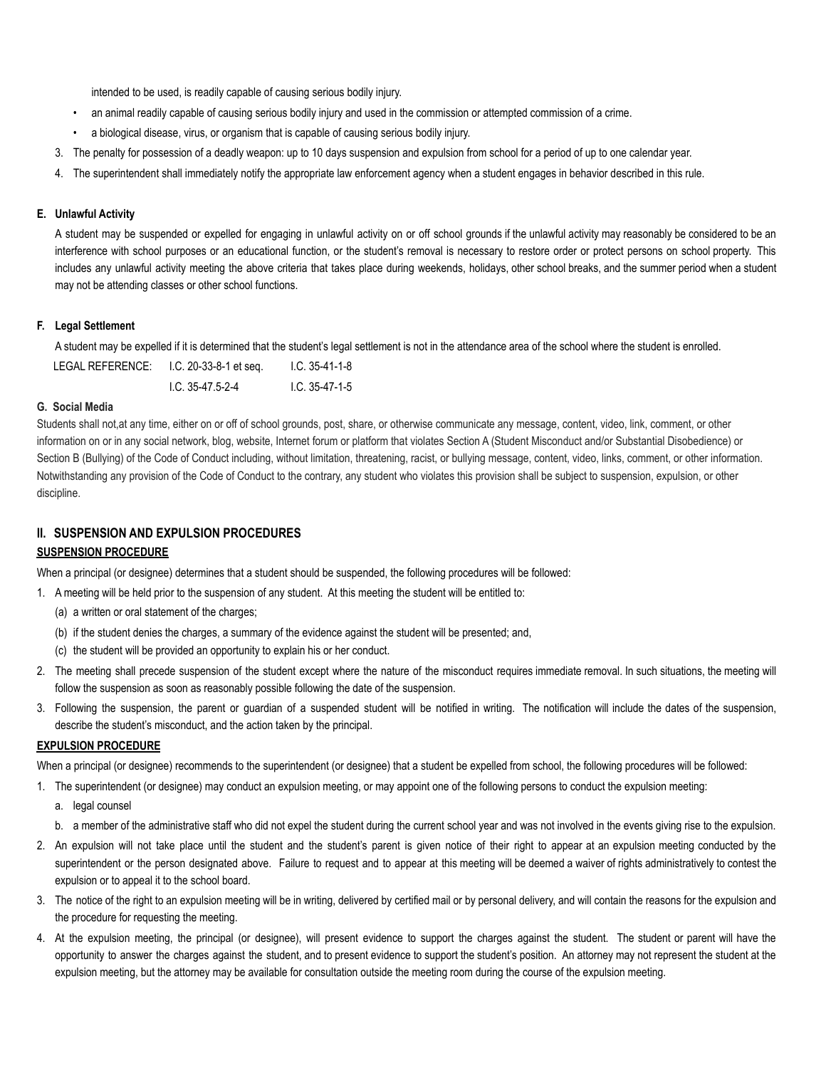intended to be used, is readily capable of causing serious bodily injury.

- an animal readily capable of causing serious bodily injury and used in the commission or attempted commission of a crime.
- a biological disease, virus, or organism that is capable of causing serious bodily injury.

3. The penalty for possession of a deadly weapon: up to 10 days suspension and expulsion from school for a period of up to one calendar year.
4. The superintendent shall immediately notify the appropriate law enforcement agency when a student engages in behavior described in this rule.

### E. Unlawful Activity

A student may be suspended or expelled for engaging in unlawful activity on or off school grounds if the unlawful activity may reasonably be considered to be an interference with school purposes or an educational function, or the student's removal is necessary to restore order or protect persons on school property. This includes any unlawful activity meeting the above criteria that takes place during weekends, holidays, other school breaks, and the summer period when a student may not be attending classes or other school functions.

### F. Legal Settlement

A student may be expelled if it is determined that the student's legal settlement is not in the attendance area of the school where the student is enrolled.

LEGAL REFERENCE: I.C. 20-33-8-1 et seq. I.C. 35-41-1-8
I.C. 35-47.5-2-4 I.C. 35-47-1-5

### G. Social Media

Students shall not,at any time, either on or off of school grounds, post, share, or otherwise communicate any message, content, video, link, comment, or other information on or in any social network, blog, website, Internet forum or platform that violates Section A (Student Misconduct and/or Substantial Disobedience) or Section B (Bullying) of the Code of Conduct including, without limitation, threatening, racist, or bullying message, content, video, links, comment, or other information. Notwithstanding any provision of the Code of Conduct to the contrary, any student who violates this provision shall be subject to suspension, expulsion, or other discipline.

## II. SUSPENSION AND EXPULSION PROCEDURES

**SUSPENSION PROCEDURE**

When a principal (or designee) determines that a student should be suspended, the following procedures will be followed:

1. A meeting will be held prior to the suspension of any student. At this meeting the student will be entitled to:
   (a) a written or oral statement of the charges;
   (b) if the student denies the charges, a summary of the evidence against the student will be presented; and,
   (c) the student will be provided an opportunity to explain his or her conduct.
2. The meeting shall precede suspension of the student except where the nature of the misconduct requires immediate removal. In such situations, the meeting will follow the suspension as soon as reasonably possible following the date of the suspension.
3. Following the suspension, the parent or guardian of a suspended student will be notified in writing. The notification will include the dates of the suspension, describe the student's misconduct, and the action taken by the principal.

**EXPULSION PROCEDURE**

When a principal (or designee) recommends to the superintendent (or designee) that a student be expelled from school, the following procedures will be followed:

1. The superintendent (or designee) may conduct an expulsion meeting, or may appoint one of the following persons to conduct the expulsion meeting:
   a. legal counsel
   b. a member of the administrative staff who did not expel the student during the current school year and was not involved in the events giving rise to the expulsion.
2. An expulsion will not take place until the student and the student's parent is given notice of their right to appear at an expulsion meeting conducted by the superintendent or the person designated above. Failure to request and to appear at this meeting will be deemed a waiver of rights administratively to contest the expulsion or to appeal it to the school board.
3. The notice of the right to an expulsion meeting will be in writing, delivered by certified mail or by personal delivery, and will contain the reasons for the expulsion and the procedure for requesting the meeting.
4. At the expulsion meeting, the principal (or designee), will present evidence to support the charges against the student. The student or parent will have the opportunity to answer the charges against the student, and to present evidence to support the student's position. An attorney may not represent the student at the expulsion meeting, but the attorney may be available for consultation outside the meeting room during the course of the expulsion meeting.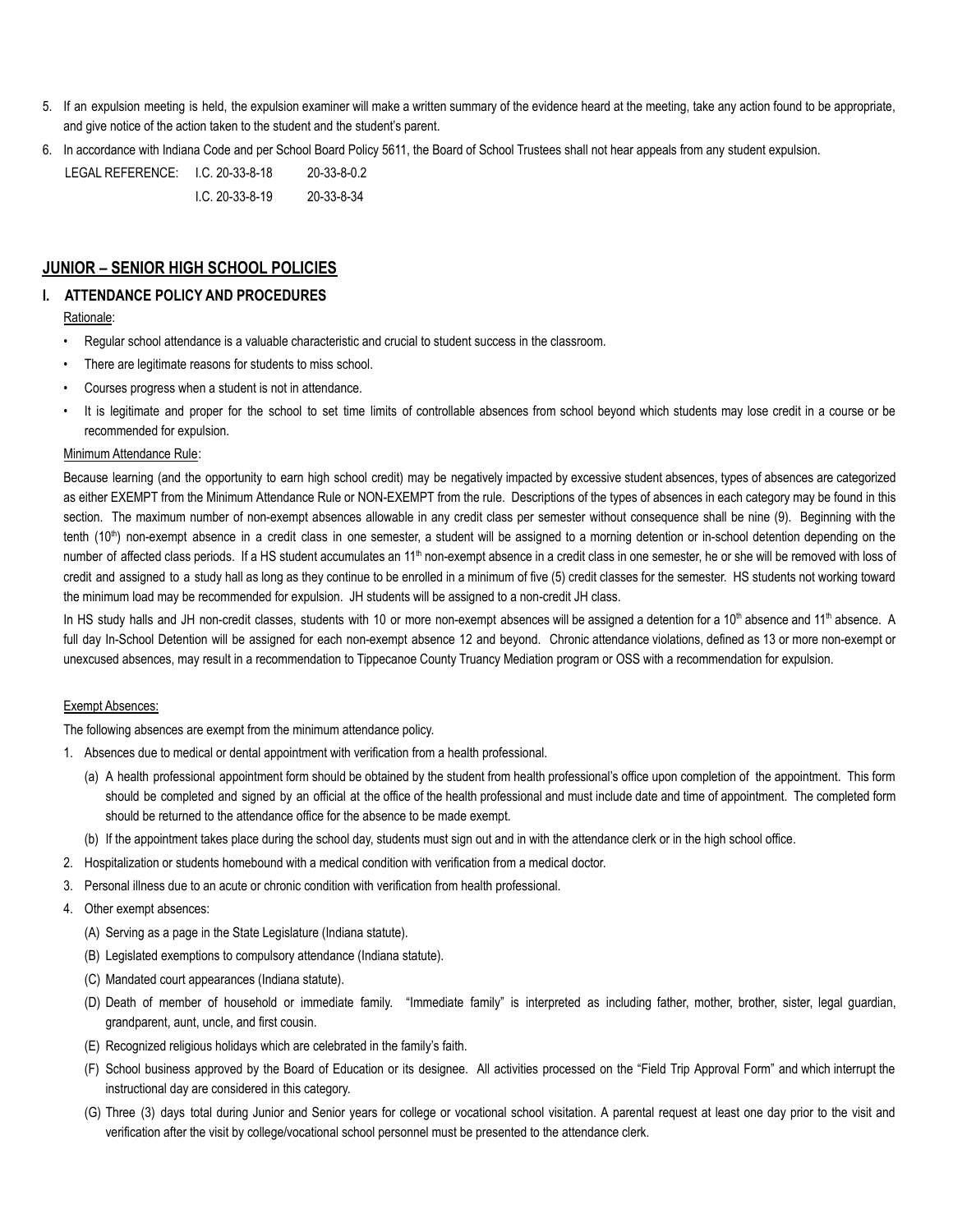5. If an expulsion meeting is held, the expulsion examiner will make a written summary of the evidence heard at the meeting, take any action found to be appropriate, and give notice of the action taken to the student and the student's parent.
6. In accordance with Indiana Code and per School Board Policy 5611, the Board of School Trustees shall not hear appeals from any student expulsion.

LEGAL REFERENCE: I.C. 20-33-8-18 20-33-8-0.2
I.C. 20-33-8-19 20-33-8-34

## JUNIOR – SENIOR HIGH SCHOOL POLICIES

### I. ATTENDANCE POLICY AND PROCEDURES

Rationale:

- Regular school attendance is a valuable characteristic and crucial to student success in the classroom.
- There are legitimate reasons for students to miss school.
- Courses progress when a student is not in attendance.
- It is legitimate and proper for the school to set time limits of controllable absences from school beyond which students may lose credit in a course or be recommended for expulsion.

Minimum Attendance Rule:

Because learning (and the opportunity to earn high school credit) may be negatively impacted by excessive student absences, types of absences are categorized as either EXEMPT from the Minimum Attendance Rule or NON-EXEMPT from the rule. Descriptions of the types of absences in each category may be found in this section. The maximum number of non-exempt absences allowable in any credit class per semester without consequence shall be nine (9). Beginning with the tenth (10th) non-exempt absence in a credit class in one semester, a student will be assigned to a morning detention or in-school detention depending on the number of affected class periods. If a HS student accumulates an 11th non-exempt absence in a credit class in one semester, he or she will be removed with loss of credit and assigned to a study hall as long as they continue to be enrolled in a minimum of five (5) credit classes for the semester. HS students not working toward the minimum load may be recommended for expulsion. JH students will be assigned to a non-credit JH class.

In HS study halls and JH non-credit classes, students with 10 or more non-exempt absences will be assigned a detention for a 10th absence and 11th absence. A full day In-School Detention will be assigned for each non-exempt absence 12 and beyond. Chronic attendance violations, defined as 13 or more non-exempt or unexcused absences, may result in a recommendation to Tippecanoe County Truancy Mediation program or OSS with a recommendation for expulsion.

Exempt Absences:

The following absences are exempt from the minimum attendance policy.

1. Absences due to medical or dental appointment with verification from a health professional.
   - (a) A health professional appointment form should be obtained by the student from health professional's office upon completion of the appointment. This form should be completed and signed by an official at the office of the health professional and must include date and time of appointment. The completed form should be returned to the attendance office for the absence to be made exempt.
   - (b) If the appointment takes place during the school day, students must sign out and in with the attendance clerk or in the high school office.
2. Hospitalization or students homebound with a medical condition with verification from a medical doctor.
3. Personal illness due to an acute or chronic condition with verification from health professional.
4. Other exempt absences:
   - (A) Serving as a page in the State Legislature (Indiana statute).
   - (B) Legislated exemptions to compulsory attendance (Indiana statute).
   - (C) Mandated court appearances (Indiana statute).
   - (D) Death of member of household or immediate family. "Immediate family" is interpreted as including father, mother, brother, sister, legal guardian, grandparent, aunt, uncle, and first cousin.
   - (E) Recognized religious holidays which are celebrated in the family's faith.
   - (F) School business approved by the Board of Education or its designee. All activities processed on the "Field Trip Approval Form" and which interrupt the instructional day are considered in this category.
   - (G) Three (3) days total during Junior and Senior years for college or vocational school visitation. A parental request at least one day prior to the visit and verification after the visit by college/vocational school personnel must be presented to the attendance clerk.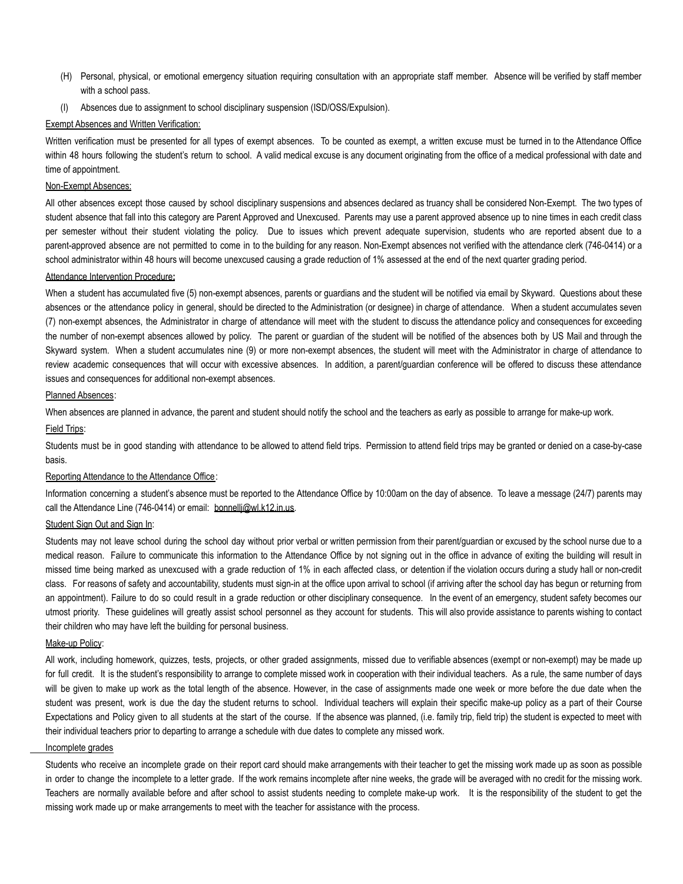(H) Personal, physical, or emotional emergency situation requiring consultation with an appropriate staff member. Absence will be verified by staff member with a school pass.

(I) Absences due to assignment to school disciplinary suspension (ISD/OSS/Expulsion).

<u>Exempt Absences and Written Verification:</u>

Written verification must be presented for all types of exempt absences. To be counted as exempt, a written excuse must be turned in to the Attendance Office within 48 hours following the student's return to school. A valid medical excuse is any document originating from the office of a medical professional with date and time of appointment.

<u>Non-Exempt Absences:</u>

All other absences except those caused by school disciplinary suspensions and absences declared as truancy shall be considered Non-Exempt. The two types of student absence that fall into this category are Parent Approved and Unexcused. Parents may use a parent approved absence up to nine times in each credit class per semester without their student violating the policy. Due to issues which prevent adequate supervision, students who are reported absent due to a parent-approved absence are not permitted to come in to the building for any reason. Non-Exempt absences not verified with the attendance clerk (746-0414) or a school administrator within 48 hours will become unexcused causing a grade reduction of 1% assessed at the end of the next quarter grading period.

<u>Attendance Intervention Procedure</u>**:**

When a student has accumulated five (5) non-exempt absences, parents or guardians and the student will be notified via email by Skyward. Questions about these absences or the attendance policy in general, should be directed to the Administration (or designee) in charge of attendance. When a student accumulates seven (7) non-exempt absences, the Administrator in charge of attendance will meet with the student to discuss the attendance policy and consequences for exceeding the number of non-exempt absences allowed by policy. The parent or guardian of the student will be notified of the absences both by US Mail and through the Skyward system. When a student accumulates nine (9) or more non-exempt absences, the student will meet with the Administrator in charge of attendance to review academic consequences that will occur with excessive absences. In addition, a parent/guardian conference will be offered to discuss these attendance issues and consequences for additional non-exempt absences.

<u>Planned Absences</u>:

When absences are planned in advance, the parent and student should notify the school and the teachers as early as possible to arrange for make-up work.

<u>Field Trips</u>:

Students must be in good standing with attendance to be allowed to attend field trips. Permission to attend field trips may be granted or denied on a case-by-case basis.

<u>Reporting Attendance to the Attendance Office</u>:

Information concerning a student's absence must be reported to the Attendance Office by 10:00am on the day of absence. To leave a message (24/7) parents may call the Attendance Line (746-0414) or email: bonnellj@wl.k12.in.us.

<u>Student Sign Out and Sign In</u>:

Students may not leave school during the school day without prior verbal or written permission from their parent/guardian or excused by the school nurse due to a medical reason. Failure to communicate this information to the Attendance Office by not signing out in the office in advance of exiting the building will result in missed time being marked as unexcused with a grade reduction of 1% in each affected class, or detention if the violation occurs during a study hall or non-credit class. For reasons of safety and accountability, students must sign-in at the office upon arrival to school (if arriving after the school day has begun or returning from an appointment). Failure to do so could result in a grade reduction or other disciplinary consequence. In the event of an emergency, student safety becomes our utmost priority. These guidelines will greatly assist school personnel as they account for students. This will also provide assistance to parents wishing to contact their children who may have left the building for personal business.

<u>Make-up Policy</u>:

All work, including homework, quizzes, tests, projects, or other graded assignments, missed due to verifiable absences (exempt or non-exempt) may be made up for full credit. It is the student's responsibility to arrange to complete missed work in cooperation with their individual teachers. As a rule, the same number of days will be given to make up work as the total length of the absence. However, in the case of assignments made one week or more before the due date when the student was present, work is due the day the student returns to school. Individual teachers will explain their specific make-up policy as a part of their Course Expectations and Policy given to all students at the start of the course. If the absence was planned, (i.e. family trip, field trip) the student is expected to meet with their individual teachers prior to departing to arrange a schedule with due dates to complete any missed work.

<u>Incomplete grades</u>

Students who receive an incomplete grade on their report card should make arrangements with their teacher to get the missing work made up as soon as possible in order to change the incomplete to a letter grade. If the work remains incomplete after nine weeks, the grade will be averaged with no credit for the missing work. Teachers are normally available before and after school to assist students needing to complete make-up work. It is the responsibility of the student to get the missing work made up or make arrangements to meet with the teacher for assistance with the process.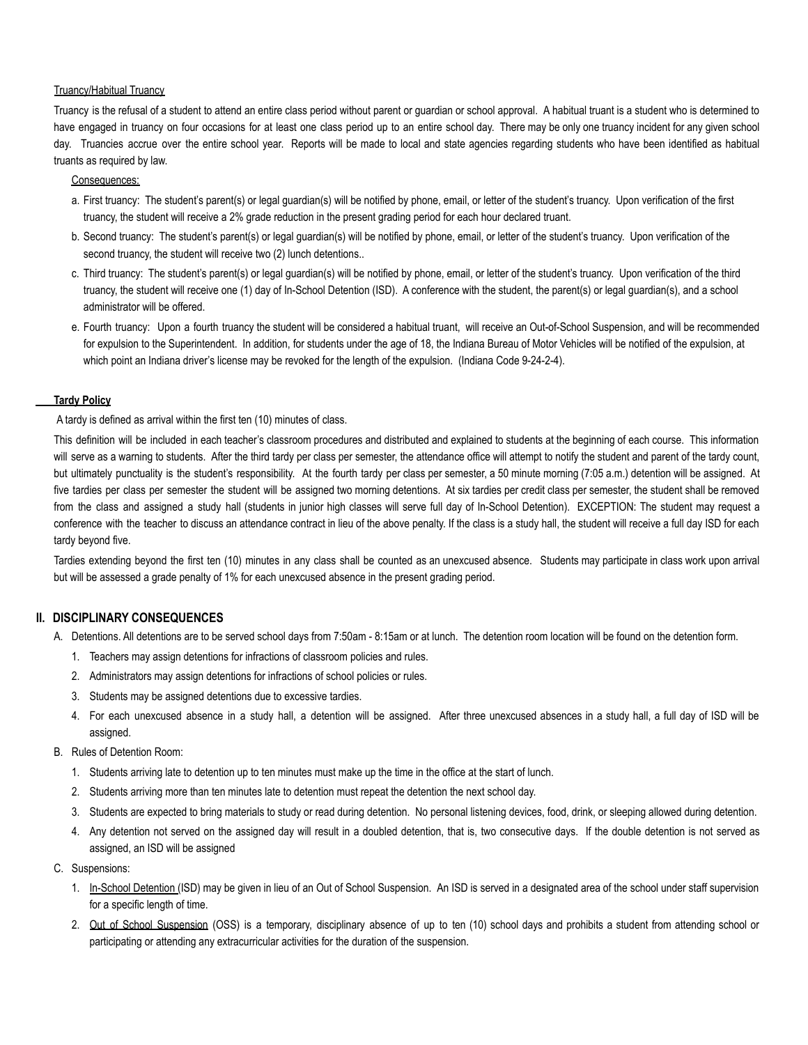Truancy/Habitual Truancy

Truancy is the refusal of a student to attend an entire class period without parent or guardian or school approval. A habitual truant is a student who is determined to have engaged in truancy on four occasions for at least one class period up to an entire school day. There may be only one truancy incident for any given school day. Truancies accrue over the entire school year. Reports will be made to local and state agencies regarding students who have been identified as habitual truants as required by law.

Consequences:

a. First truancy: The student's parent(s) or legal guardian(s) will be notified by phone, email, or letter of the student's truancy. Upon verification of the first truancy, the student will receive a 2% grade reduction in the present grading period for each hour declared truant.

b. Second truancy: The student's parent(s) or legal guardian(s) will be notified by phone, email, or letter of the student's truancy. Upon verification of the second truancy, the student will receive two (2) lunch detentions..

c. Third truancy: The student's parent(s) or legal guardian(s) will be notified by phone, email, or letter of the student's truancy. Upon verification of the third truancy, the student will receive one (1) day of In-School Detention (ISD). A conference with the student, the parent(s) or legal guardian(s), and a school administrator will be offered.

e. Fourth truancy: Upon a fourth truancy the student will be considered a habitual truant, will receive an Out-of-School Suspension, and will be recommended for expulsion to the Superintendent. In addition, for students under the age of 18, the Indiana Bureau of Motor Vehicles will be notified of the expulsion, at which point an Indiana driver's license may be revoked for the length of the expulsion. (Indiana Code 9-24-2-4).

**Tardy Policy**

A tardy is defined as arrival within the first ten (10) minutes of class.

This definition will be included in each teacher's classroom procedures and distributed and explained to students at the beginning of each course. This information will serve as a warning to students. After the third tardy per class per semester, the attendance office will attempt to notify the student and parent of the tardy count, but ultimately punctuality is the student's responsibility. At the fourth tardy per class per semester, a 50 minute morning (7:05 a.m.) detention will be assigned. At five tardies per class per semester the student will be assigned two morning detentions. At six tardies per credit class per semester, the student shall be removed from the class and assigned a study hall (students in junior high classes will serve full day of In-School Detention). EXCEPTION: The student may request a conference with the teacher to discuss an attendance contract in lieu of the above penalty. If the class is a study hall, the student will receive a full day ISD for each tardy beyond five.

Tardies extending beyond the first ten (10) minutes in any class shall be counted as an unexcused absence. Students may participate in class work upon arrival but will be assessed a grade penalty of 1% for each unexcused absence in the present grading period.

## II. DISCIPLINARY CONSEQUENCES

A. Detentions. All detentions are to be served school days from 7:50am - 8:15am or at lunch. The detention room location will be found on the detention form.

1. Teachers may assign detentions for infractions of classroom policies and rules.
2. Administrators may assign detentions for infractions of school policies or rules.
3. Students may be assigned detentions due to excessive tardies.
4. For each unexcused absence in a study hall, a detention will be assigned. After three unexcused absences in a study hall, a full day of ISD will be assigned.

B. Rules of Detention Room:

1. Students arriving late to detention up to ten minutes must make up the time in the office at the start of lunch.
2. Students arriving more than ten minutes late to detention must repeat the detention the next school day.
3. Students are expected to bring materials to study or read during detention. No personal listening devices, food, drink, or sleeping allowed during detention.
4. Any detention not served on the assigned day will result in a doubled detention, that is, two consecutive days. If the double detention is not served as assigned, an ISD will be assigned

C. Suspensions:

1. In-School Detention (ISD) may be given in lieu of an Out of School Suspension. An ISD is served in a designated area of the school under staff supervision for a specific length of time.
2. Out of School Suspension (OSS) is a temporary, disciplinary absence of up to ten (10) school days and prohibits a student from attending school or participating or attending any extracurricular activities for the duration of the suspension.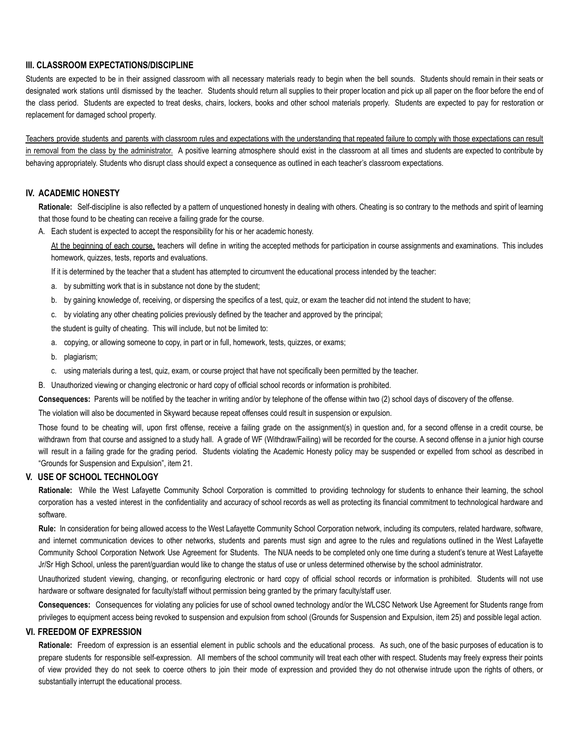## III. CLASSROOM EXPECTATIONS/DISCIPLINE

Students are expected to be in their assigned classroom with all necessary materials ready to begin when the bell sounds. Students should remain in their seats or designated work stations until dismissed by the teacher. Students should return all supplies to their proper location and pick up all paper on the floor before the end of the class period. Students are expected to treat desks, chairs, lockers, books and other school materials properly. Students are expected to pay for restoration or replacement for damaged school property.

<u>Teachers provide students and parents with classroom rules and expectations with the understanding that repeated failure to comply with those expectations can result in removal from the class by the administrator.</u> A positive learning atmosphere should exist in the classroom at all times and students are expected to contribute by behaving appropriately. Students who disrupt class should expect a consequence as outlined in each teacher's classroom expectations.

## IV. ACADEMIC HONESTY

**Rationale:** Self-discipline is also reflected by a pattern of unquestioned honesty in dealing with others. Cheating is so contrary to the methods and spirit of learning that those found to be cheating can receive a failing grade for the course.

A. Each student is expected to accept the responsibility for his or her academic honesty.

<u>At the beginning of each course,</u> teachers will define in writing the accepted methods for participation in course assignments and examinations. This includes homework, quizzes, tests, reports and evaluations.

If it is determined by the teacher that a student has attempted to circumvent the educational process intended by the teacher:

a. by submitting work that is in substance not done by the student;
b. by gaining knowledge of, receiving, or dispersing the specifics of a test, quiz, or exam the teacher did not intend the student to have;
c. by violating any other cheating policies previously defined by the teacher and approved by the principal;

the student is guilty of cheating. This will include, but not be limited to:

a. copying, or allowing someone to copy, in part or in full, homework, tests, quizzes, or exams;
b. plagiarism;
c. using materials during a test, quiz, exam, or course project that have not specifically been permitted by the teacher.

B. Unauthorized viewing or changing electronic or hard copy of official school records or information is prohibited.

**Consequences:** Parents will be notified by the teacher in writing and/or by telephone of the offense within two (2) school days of discovery of the offense.

The violation will also be documented in Skyward because repeat offenses could result in suspension or expulsion.

Those found to be cheating will, upon first offense, receive a failing grade on the assignment(s) in question and, for a second offense in a credit course, be withdrawn from that course and assigned to a study hall. A grade of WF (Withdraw/Failing) will be recorded for the course. A second offense in a junior high course will result in a failing grade for the grading period. Students violating the Academic Honesty policy may be suspended or expelled from school as described in "Grounds for Suspension and Expulsion", item 21.

## V. USE OF SCHOOL TECHNOLOGY

**Rationale:** While the West Lafayette Community School Corporation is committed to providing technology for students to enhance their learning, the school corporation has a vested interest in the confidentiality and accuracy of school records as well as protecting its financial commitment to technological hardware and software.

**Rule:** In consideration for being allowed access to the West Lafayette Community School Corporation network, including its computers, related hardware, software, and internet communication devices to other networks, students and parents must sign and agree to the rules and regulations outlined in the West Lafayette Community School Corporation Network Use Agreement for Students. The NUA needs to be completed only one time during a student's tenure at West Lafayette Jr/Sr High School, unless the parent/guardian would like to change the status of use or unless determined otherwise by the school administrator.

Unauthorized student viewing, changing, or reconfiguring electronic or hard copy of official school records or information is prohibited. Students will not use hardware or software designated for faculty/staff without permission being granted by the primary faculty/staff user.

**Consequences:** Consequences for violating any policies for use of school owned technology and/or the WLCSC Network Use Agreement for Students range from privileges to equipment access being revoked to suspension and expulsion from school (Grounds for Suspension and Expulsion, item 25) and possible legal action.

## VI. FREEDOM OF EXPRESSION

**Rationale:** Freedom of expression is an essential element in public schools and the educational process. As such, one of the basic purposes of education is to prepare students for responsible self-expression. All members of the school community will treat each other with respect. Students may freely express their points of view provided they do not seek to coerce others to join their mode of expression and provided they do not otherwise intrude upon the rights of others, or substantially interrupt the educational process.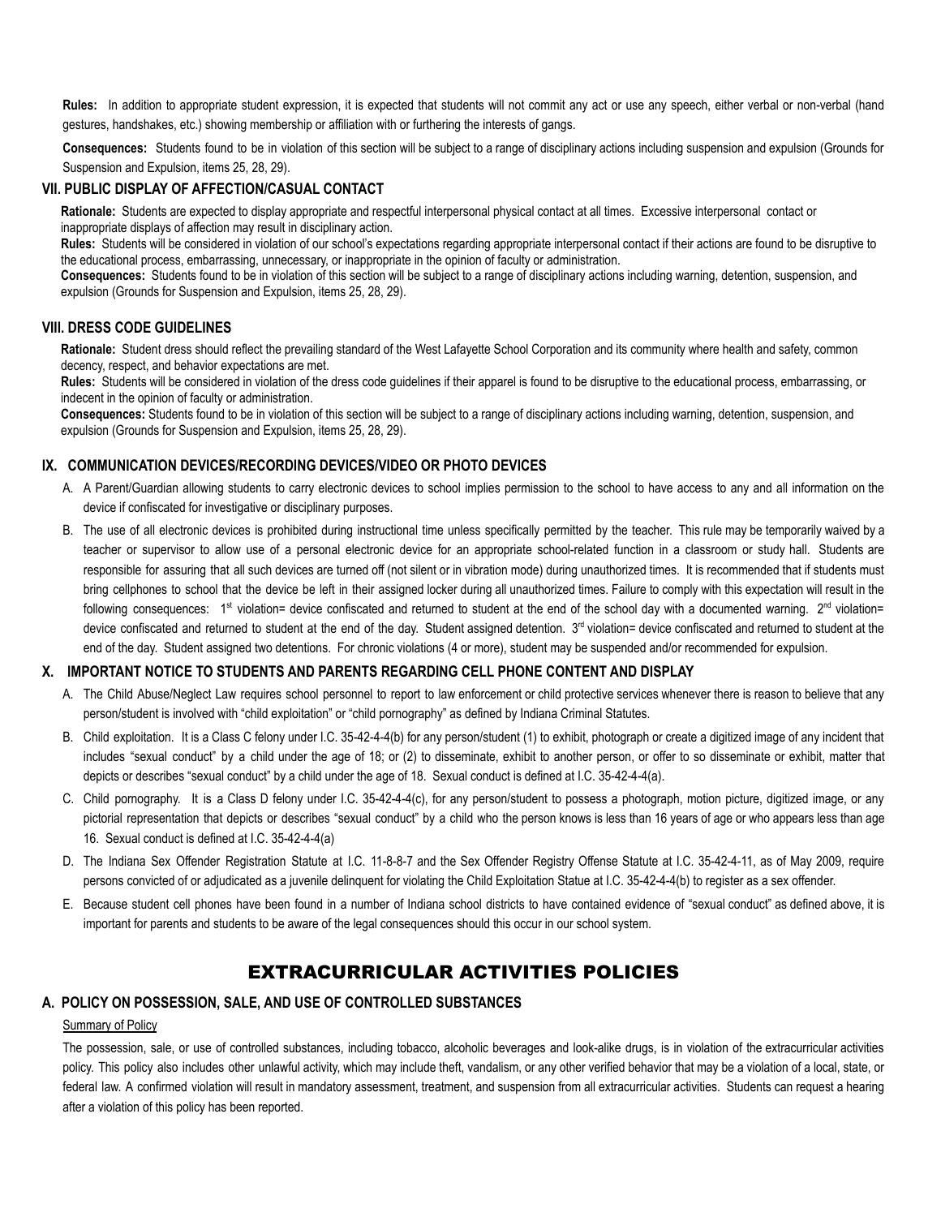**Rules:** In addition to appropriate student expression, it is expected that students will not commit any act or use any speech, either verbal or non-verbal (hand gestures, handshakes, etc.) showing membership or affiliation with or furthering the interests of gangs.

**Consequences:** Students found to be in violation of this section will be subject to a range of disciplinary actions including suspension and expulsion (Grounds for Suspension and Expulsion, items 25, 28, 29).

### VII. PUBLIC DISPLAY OF AFFECTION/CASUAL CONTACT

**Rationale:** Students are expected to display appropriate and respectful interpersonal physical contact at all times. Excessive interpersonal contact or inappropriate displays of affection may result in disciplinary action.

**Rules:** Students will be considered in violation of our school's expectations regarding appropriate interpersonal contact if their actions are found to be disruptive to the educational process, embarrassing, unnecessary, or inappropriate in the opinion of faculty or administration.

**Consequences:** Students found to be in violation of this section will be subject to a range of disciplinary actions including warning, detention, suspension, and expulsion (Grounds for Suspension and Expulsion, items 25, 28, 29).

### VIII. DRESS CODE GUIDELINES

**Rationale:** Student dress should reflect the prevailing standard of the West Lafayette School Corporation and its community where health and safety, common decency, respect, and behavior expectations are met.

**Rules:** Students will be considered in violation of the dress code guidelines if their apparel is found to be disruptive to the educational process, embarrassing, or indecent in the opinion of faculty or administration.

**Consequences:** Students found to be in violation of this section will be subject to a range of disciplinary actions including warning, detention, suspension, and expulsion (Grounds for Suspension and Expulsion, items 25, 28, 29).

### IX. COMMUNICATION DEVICES/RECORDING DEVICES/VIDEO OR PHOTO DEVICES

A. A Parent/Guardian allowing students to carry electronic devices to school implies permission to the school to have access to any and all information on the device if confiscated for investigative or disciplinary purposes.

B. The use of all electronic devices is prohibited during instructional time unless specifically permitted by the teacher. This rule may be temporarily waived by a teacher or supervisor to allow use of a personal electronic device for an appropriate school-related function in a classroom or study hall. Students are responsible for assuring that all such devices are turned off (not silent or in vibration mode) during unauthorized times. It is recommended that if students must bring cellphones to school that the device be left in their assigned locker during all unauthorized times. Failure to comply with this expectation will result in the following consequences: 1st violation= device confiscated and returned to student at the end of the school day with a documented warning. 2nd violation= device confiscated and returned to student at the end of the day. Student assigned detention. 3rd violation= device confiscated and returned to student at the end of the day. Student assigned two detentions. For chronic violations (4 or more), student may be suspended and/or recommended for expulsion.

### X. IMPORTANT NOTICE TO STUDENTS AND PARENTS REGARDING CELL PHONE CONTENT AND DISPLAY

A. The Child Abuse/Neglect Law requires school personnel to report to law enforcement or child protective services whenever there is reason to believe that any person/student is involved with "child exploitation" or "child pornography" as defined by Indiana Criminal Statutes.

B. Child exploitation. It is a Class C felony under I.C. 35-42-4-4(b) for any person/student (1) to exhibit, photograph or create a digitized image of any incident that includes "sexual conduct" by a child under the age of 18; or (2) to disseminate, exhibit to another person, or offer to so disseminate or exhibit, matter that depicts or describes "sexual conduct" by a child under the age of 18. Sexual conduct is defined at I.C. 35-42-4-4(a).

C. Child pornography. It is a Class D felony under I.C. 35-42-4-4(c), for any person/student to possess a photograph, motion picture, digitized image, or any pictorial representation that depicts or describes "sexual conduct" by a child who the person knows is less than 16 years of age or who appears less than age 16. Sexual conduct is defined at I.C. 35-42-4-4(a)

D. The Indiana Sex Offender Registration Statute at I.C. 11-8-8-7 and the Sex Offender Registry Offense Statute at I.C. 35-42-4-11, as of May 2009, require persons convicted of or adjudicated as a juvenile delinquent for violating the Child Exploitation Statue at I.C. 35-42-4-4(b) to register as a sex offender.

E. Because student cell phones have been found in a number of Indiana school districts to have contained evidence of "sexual conduct" as defined above, it is important for parents and students to be aware of the legal consequences should this occur in our school system.

## EXTRACURRICULAR ACTIVITIES POLICIES

### A. POLICY ON POSSESSION, SALE, AND USE OF CONTROLLED SUBSTANCES

Summary of Policy

The possession, sale, or use of controlled substances, including tobacco, alcoholic beverages and look-alike drugs, is in violation of the extracurricular activities policy. This policy also includes other unlawful activity, which may include theft, vandalism, or any other verified behavior that may be a violation of a local, state, or federal law. A confirmed violation will result in mandatory assessment, treatment, and suspension from all extracurricular activities. Students can request a hearing after a violation of this policy has been reported.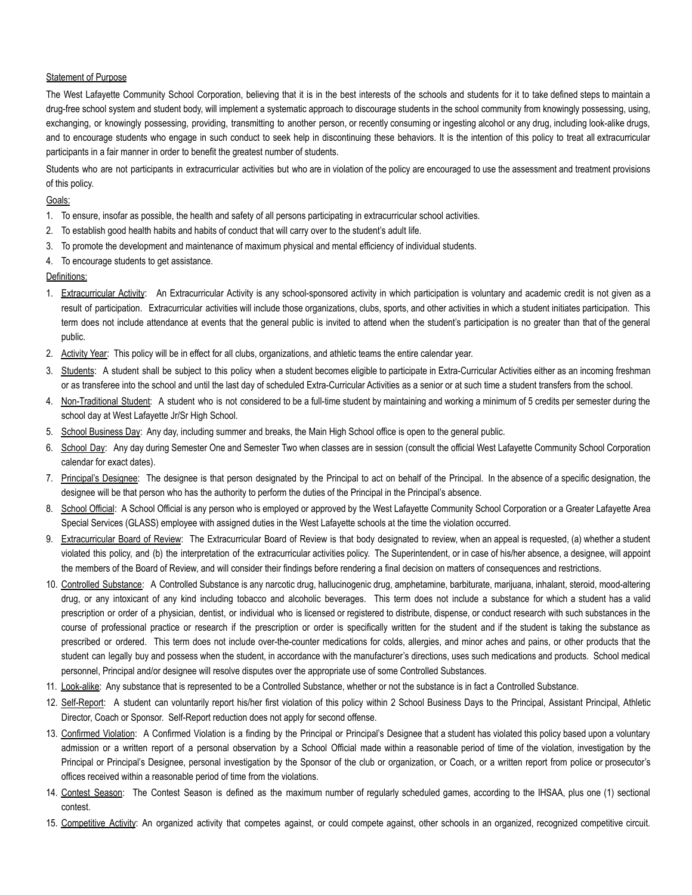Statement of Purpose

The West Lafayette Community School Corporation, believing that it is in the best interests of the schools and students for it to take defined steps to maintain a drug-free school system and student body, will implement a systematic approach to discourage students in the school community from knowingly possessing, using, exchanging, or knowingly possessing, providing, transmitting to another person, or recently consuming or ingesting alcohol or any drug, including look-alike drugs, and to encourage students who engage in such conduct to seek help in discontinuing these behaviors. It is the intention of this policy to treat all extracurricular participants in a fair manner in order to benefit the greatest number of students.

Students who are not participants in extracurricular activities but who are in violation of the policy are encouraged to use the assessment and treatment provisions of this policy.

Goals:

1. To ensure, insofar as possible, the health and safety of all persons participating in extracurricular school activities.
2. To establish good health habits and habits of conduct that will carry over to the student's adult life.
3. To promote the development and maintenance of maximum physical and mental efficiency of individual students.
4. To encourage students to get assistance.

Definitions:

1. Extracurricular Activity: An Extracurricular Activity is any school-sponsored activity in which participation is voluntary and academic credit is not given as a result of participation. Extracurricular activities will include those organizations, clubs, sports, and other activities in which a student initiates participation. This term does not include attendance at events that the general public is invited to attend when the student's participation is no greater than that of the general public.
2. Activity Year: This policy will be in effect for all clubs, organizations, and athletic teams the entire calendar year.
3. Students: A student shall be subject to this policy when a student becomes eligible to participate in Extra-Curricular Activities either as an incoming freshman or as transferee into the school and until the last day of scheduled Extra-Curricular Activities as a senior or at such time a student transfers from the school.
4. Non-Traditional Student: A student who is not considered to be a full-time student by maintaining and working a minimum of 5 credits per semester during the school day at West Lafayette Jr/Sr High School.
5. School Business Day: Any day, including summer and breaks, the Main High School office is open to the general public.
6. School Day: Any day during Semester One and Semester Two when classes are in session (consult the official West Lafayette Community School Corporation calendar for exact dates).
7. Principal's Designee: The designee is that person designated by the Principal to act on behalf of the Principal. In the absence of a specific designation, the designee will be that person who has the authority to perform the duties of the Principal in the Principal's absence.
8. School Official: A School Official is any person who is employed or approved by the West Lafayette Community School Corporation or a Greater Lafayette Area Special Services (GLASS) employee with assigned duties in the West Lafayette schools at the time the violation occurred.
9. Extracurricular Board of Review: The Extracurricular Board of Review is that body designated to review, when an appeal is requested, (a) whether a student violated this policy, and (b) the interpretation of the extracurricular activities policy. The Superintendent, or in case of his/her absence, a designee, will appoint the members of the Board of Review, and will consider their findings before rendering a final decision on matters of consequences and restrictions.
10. Controlled Substance: A Controlled Substance is any narcotic drug, hallucinogenic drug, amphetamine, barbiturate, marijuana, inhalant, steroid, mood-altering drug, or any intoxicant of any kind including tobacco and alcoholic beverages. This term does not include a substance for which a student has a valid prescription or order of a physician, dentist, or individual who is licensed or registered to distribute, dispense, or conduct research with such substances in the course of professional practice or research if the prescription or order is specifically written for the student and if the student is taking the substance as prescribed or ordered. This term does not include over-the-counter medications for colds, allergies, and minor aches and pains, or other products that the student can legally buy and possess when the student, in accordance with the manufacturer's directions, uses such medications and products. School medical personnel, Principal and/or designee will resolve disputes over the appropriate use of some Controlled Substances.
11. Look-alike: Any substance that is represented to be a Controlled Substance, whether or not the substance is in fact a Controlled Substance.
12. Self-Report: A student can voluntarily report his/her first violation of this policy within 2 School Business Days to the Principal, Assistant Principal, Athletic Director, Coach or Sponsor. Self-Report reduction does not apply for second offense.
13. Confirmed Violation: A Confirmed Violation is a finding by the Principal or Principal's Designee that a student has violated this policy based upon a voluntary admission or a written report of a personal observation by a School Official made within a reasonable period of time of the violation, investigation by the Principal or Principal's Designee, personal investigation by the Sponsor of the club or organization, or Coach, or a written report from police or prosecutor's offices received within a reasonable period of time from the violations.
14. Contest Season: The Contest Season is defined as the maximum number of regularly scheduled games, according to the IHSAA, plus one (1) sectional contest.
15. Competitive Activity: An organized activity that competes against, or could compete against, other schools in an organized, recognized competitive circuit.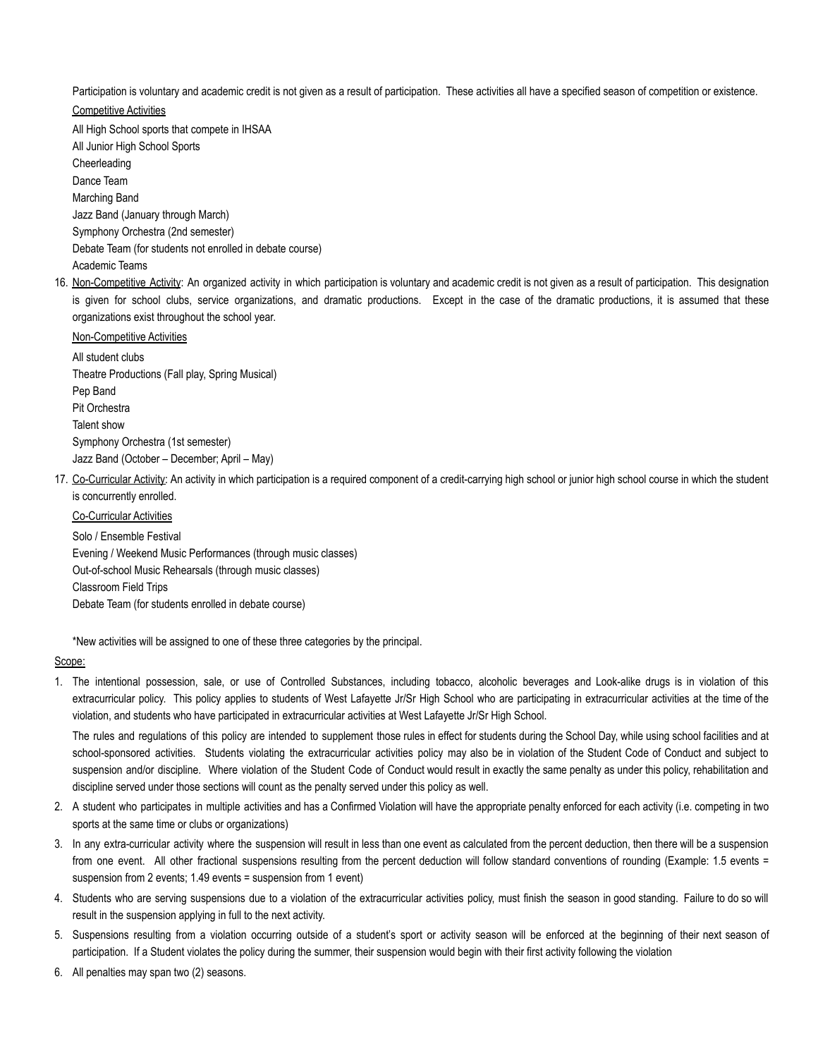Participation is voluntary and academic credit is not given as a result of participation. These activities all have a specified season of competition or existence.

Competitive Activities

All High School sports that compete in IHSAA
All Junior High School Sports
Cheerleading
Dance Team
Marching Band
Jazz Band (January through March)
Symphony Orchestra (2nd semester)
Debate Team (for students not enrolled in debate course)
Academic Teams

16. Non-Competitive Activity: An organized activity in which participation is voluntary and academic credit is not given as a result of participation. This designation is given for school clubs, service organizations, and dramatic productions. Except in the case of the dramatic productions, it is assumed that these organizations exist throughout the school year.

    Non-Competitive Activities

    All student clubs
    Theatre Productions (Fall play, Spring Musical)
    Pep Band
    Pit Orchestra
    Talent show
    Symphony Orchestra (1st semester)
    Jazz Band (October – December; April – May)

17. Co-Curricular Activity: An activity in which participation is a required component of a credit-carrying high school or junior high school course in which the student is concurrently enrolled.

    Co-Curricular Activities

    Solo / Ensemble Festival
    Evening / Weekend Music Performances (through music classes)
    Out-of-school Music Rehearsals (through music classes)
    Classroom Field Trips
    Debate Team (for students enrolled in debate course)

*New activities will be assigned to one of these three categories by the principal.

Scope:

1. The intentional possession, sale, or use of Controlled Substances, including tobacco, alcoholic beverages and Look-alike drugs is in violation of this extracurricular policy. This policy applies to students of West Lafayette Jr/Sr High School who are participating in extracurricular activities at the time of the violation, and students who have participated in extracurricular activities at West Lafayette Jr/Sr High School.

   The rules and regulations of this policy are intended to supplement those rules in effect for students during the School Day, while using school facilities and at school-sponsored activities. Students violating the extracurricular activities policy may also be in violation of the Student Code of Conduct and subject to suspension and/or discipline. Where violation of the Student Code of Conduct would result in exactly the same penalty as under this policy, rehabilitation and discipline served under those sections will count as the penalty served under this policy as well.

2. A student who participates in multiple activities and has a Confirmed Violation will have the appropriate penalty enforced for each activity (i.e. competing in two sports at the same time or clubs or organizations)

3. In any extra-curricular activity where the suspension will result in less than one event as calculated from the percent deduction, then there will be a suspension from one event. All other fractional suspensions resulting from the percent deduction will follow standard conventions of rounding (Example: 1.5 events = suspension from 2 events; 1.49 events = suspension from 1 event)

4. Students who are serving suspensions due to a violation of the extracurricular activities policy, must finish the season in good standing. Failure to do so will result in the suspension applying in full to the next activity.

5. Suspensions resulting from a violation occurring outside of a student's sport or activity season will be enforced at the beginning of their next season of participation. If a Student violates the policy during the summer, their suspension would begin with their first activity following the violation

6. All penalties may span two (2) seasons.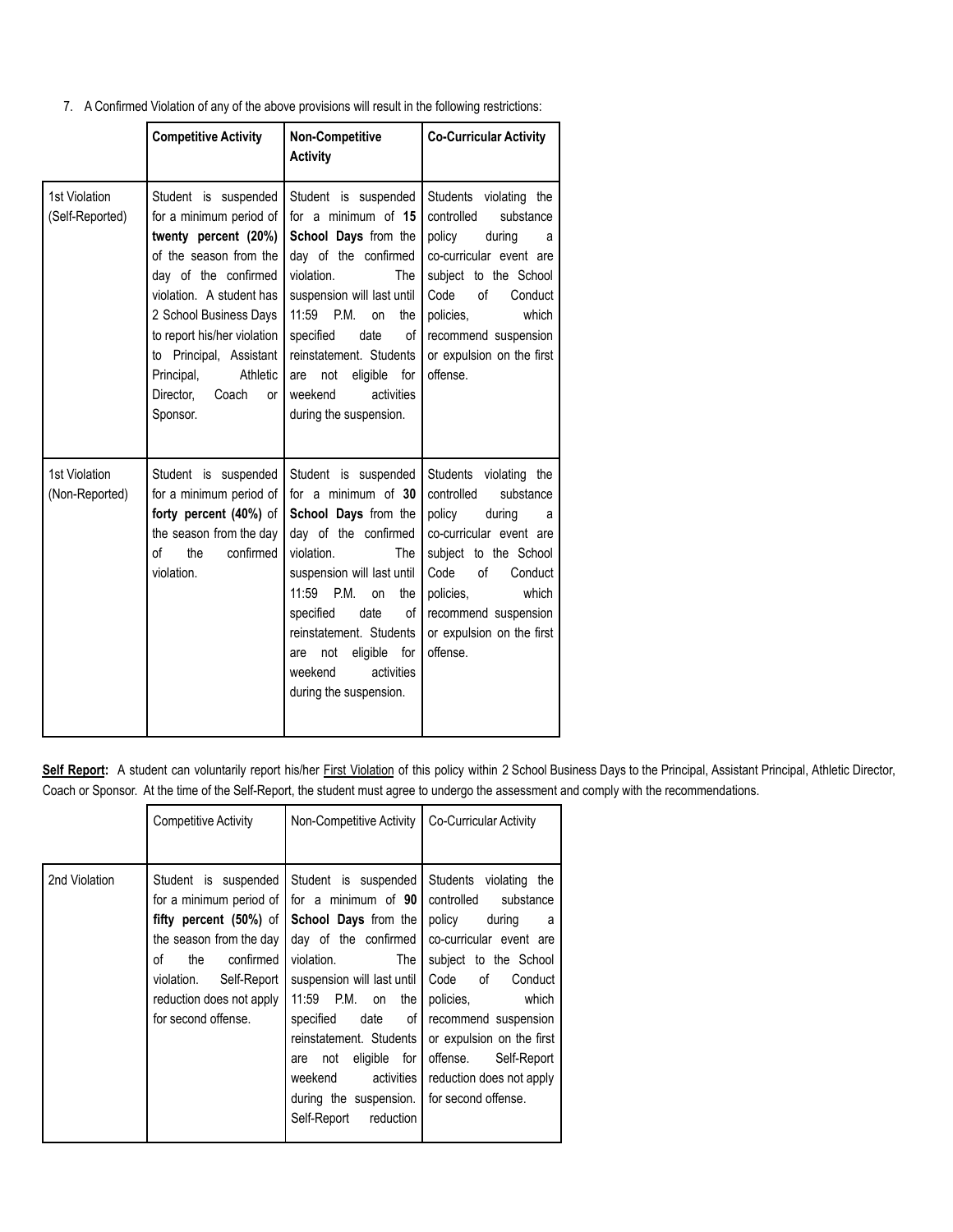7. A Confirmed Violation of any of the above provisions will result in the following restrictions:

| | **Competitive Activity** | **Non-Competitive Activity** | **Co-Curricular Activity** |
|---|---|---|---|
| 1st Violation (Self-Reported) | Student is suspended for a minimum period of **twenty percent (20%)** of the season from the day of the confirmed violation. A student has 2 School Business Days to report his/her violation to Principal, Assistant Principal, Athletic Director, Coach or Sponsor. | Student is suspended for a minimum of **15 School Days** from the day of the confirmed violation. The suspension will last until 11:59 P.M. on the specified date of reinstatement. Students are not eligible for weekend activities during the suspension. | Students violating the controlled substance policy during a co-curricular event are subject to the School Code of Conduct policies, which recommend suspension or expulsion on the first offense. |
| 1st Violation (Non-Reported) | Student is suspended for a minimum period of **forty percent (40%)** of the season from the day of the confirmed violation. | Student is suspended for a minimum of **30 School Days** from the day of the confirmed violation. The suspension will last until 11:59 P.M. on the specified date of reinstatement. Students are not eligible for weekend activities during the suspension. | Students violating the controlled substance policy during a co-curricular event are subject to the School Code of Conduct policies, which recommend suspension or expulsion on the first offense. |

**Self Report:** A student can voluntarily report his/her First Violation of this policy within 2 School Business Days to the Principal, Assistant Principal, Athletic Director, Coach or Sponsor. At the time of the Self-Report, the student must agree to undergo the assessment and comply with the recommendations.

| | Competitive Activity | Non-Competitive Activity | Co-Curricular Activity |
|---|---|---|---|
| 2nd Violation | Student is suspended for a minimum period of **fifty percent (50%)** of the season from the day of the confirmed violation. Self-Report reduction does not apply for second offense. | Student is suspended for a minimum of **90 School Days** from the day of the confirmed violation. The suspension will last until 11:59 P.M. on the specified date of reinstatement. Students are not eligible for weekend activities during the suspension. Self-Report reduction | Students violating the controlled substance policy during a co-curricular event are subject to the School Code of Conduct policies, which recommend suspension or expulsion on the first offense. Self-Report reduction does not apply for second offense. |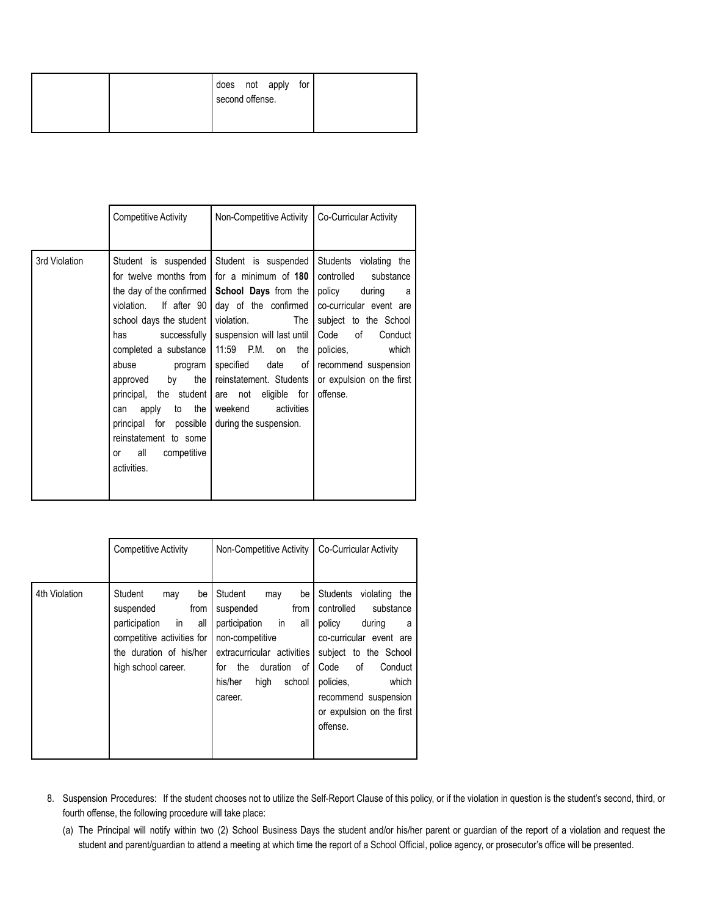| | | does not apply for second offense. | |
|---|---|---|---|

| | Competitive Activity | Non-Competitive Activity | Co-Curricular Activity |
|---|---|---|---|
| 3rd Violation | Student is suspended for twelve months from the day of the confirmed violation. If after 90 school days the student has successfully completed a substance abuse program approved by the principal, the student can apply to the principal for possible reinstatement to some or all competitive activities. | Student is suspended for a minimum of **180 School Days** from the day of the confirmed violation. The suspension will last until 11:59 P.M. on the specified date of reinstatement. Students are not eligible for weekend activities during the suspension. | Students violating the controlled substance policy during a co-curricular event are subject to the School Code of Conduct policies, which recommend suspension or expulsion on the first offense. |

| | Competitive Activity | Non-Competitive Activity | Co-Curricular Activity |
|---|---|---|---|
| 4th Violation | Student may be suspended from participation in all competitive activities for the duration of his/her high school career. | Student may be suspended from participation in all non-competitive extracurricular activities for the duration of his/her high school career. | Students violating the controlled substance policy during a co-curricular event are subject to the School Code of Conduct policies, which recommend suspension or expulsion on the first offense. |

8. Suspension Procedures: If the student chooses not to utilize the Self-Report Clause of this policy, or if the violation in question is the student's second, third, or fourth offense, the following procedure will take place:
   (a) The Principal will notify within two (2) School Business Days the student and/or his/her parent or guardian of the report of a violation and request the student and parent/guardian to attend a meeting at which time the report of a School Official, police agency, or prosecutor's office will be presented.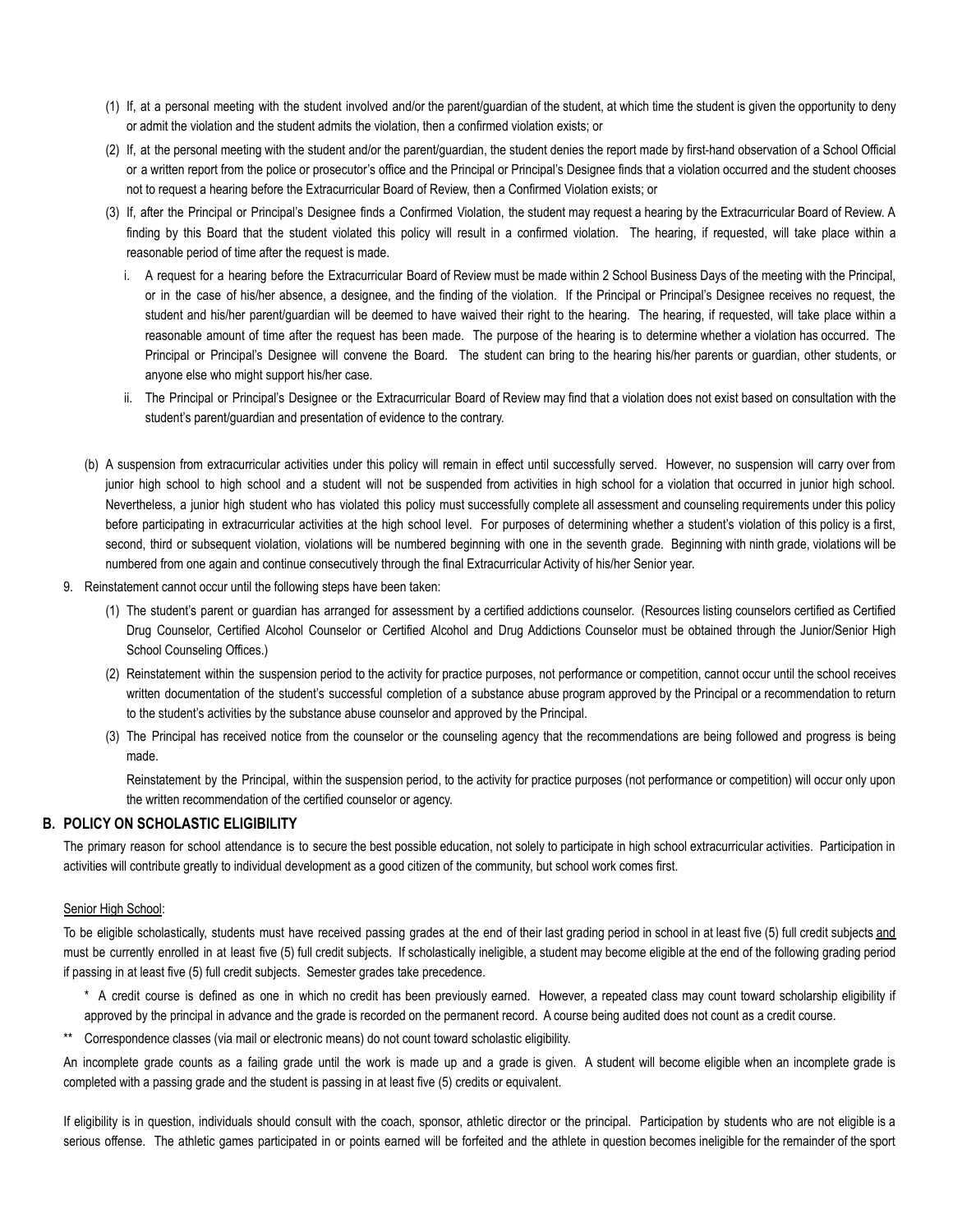(1) If, at a personal meeting with the student involved and/or the parent/guardian of the student, at which time the student is given the opportunity to deny or admit the violation and the student admits the violation, then a confirmed violation exists; or

(2) If, at the personal meeting with the student and/or the parent/guardian, the student denies the report made by first-hand observation of a School Official or a written report from the police or prosecutor's office and the Principal or Principal's Designee finds that a violation occurred and the student chooses not to request a hearing before the Extracurricular Board of Review, then a Confirmed Violation exists; or

(3) If, after the Principal or Principal's Designee finds a Confirmed Violation, the student may request a hearing by the Extracurricular Board of Review. A finding by this Board that the student violated this policy will result in a confirmed violation. The hearing, if requested, will take place within a reasonable period of time after the request is made.

   i. A request for a hearing before the Extracurricular Board of Review must be made within 2 School Business Days of the meeting with the Principal, or in the case of his/her absence, a designee, and the finding of the violation. If the Principal or Principal's Designee receives no request, the student and his/her parent/guardian will be deemed to have waived their right to the hearing. The hearing, if requested, will take place within a reasonable amount of time after the request has been made. The purpose of the hearing is to determine whether a violation has occurred. The Principal or Principal's Designee will convene the Board. The student can bring to the hearing his/her parents or guardian, other students, or anyone else who might support his/her case.

   ii. The Principal or Principal's Designee or the Extracurricular Board of Review may find that a violation does not exist based on consultation with the student's parent/guardian and presentation of evidence to the contrary.

(b) A suspension from extracurricular activities under this policy will remain in effect until successfully served. However, no suspension will carry over from junior high school to high school and a student will not be suspended from activities in high school for a violation that occurred in junior high school. Nevertheless, a junior high student who has violated this policy must successfully complete all assessment and counseling requirements under this policy before participating in extracurricular activities at the high school level. For purposes of determining whether a student's violation of this policy is a first, second, third or subsequent violation, violations will be numbered beginning with one in the seventh grade. Beginning with ninth grade, violations will be numbered from one again and continue consecutively through the final Extracurricular Activity of his/her Senior year.

9. Reinstatement cannot occur until the following steps have been taken:

   (1) The student's parent or guardian has arranged for assessment by a certified addictions counselor. (Resources listing counselors certified as Certified Drug Counselor, Certified Alcohol Counselor or Certified Alcohol and Drug Addictions Counselor must be obtained through the Junior/Senior High School Counseling Offices.)

   (2) Reinstatement within the suspension period to the activity for practice purposes, not performance or competition, cannot occur until the school receives written documentation of the student's successful completion of a substance abuse program approved by the Principal or a recommendation to return to the student's activities by the substance abuse counselor and approved by the Principal.

   (3) The Principal has received notice from the counselor or the counseling agency that the recommendations are being followed and progress is being made.

   Reinstatement by the Principal, within the suspension period, to the activity for practice purposes (not performance or competition) will occur only upon the written recommendation of the certified counselor or agency.

## B. POLICY ON SCHOLASTIC ELIGIBILITY

The primary reason for school attendance is to secure the best possible education, not solely to participate in high school extracurricular activities. Participation in activities will contribute greatly to individual development as a good citizen of the community, but school work comes first.

Senior High School:

To be eligible scholastically, students must have received passing grades at the end of their last grading period in school in at least five (5) full credit subjects and must be currently enrolled in at least five (5) full credit subjects. If scholastically ineligible, a student may become eligible at the end of the following grading period if passing in at least five (5) full credit subjects. Semester grades take precedence.

\* A credit course is defined as one in which no credit has been previously earned. However, a repeated class may count toward scholarship eligibility if approved by the principal in advance and the grade is recorded on the permanent record. A course being audited does not count as a credit course.

\*\* Correspondence classes (via mail or electronic means) do not count toward scholastic eligibility.

An incomplete grade counts as a failing grade until the work is made up and a grade is given. A student will become eligible when an incomplete grade is completed with a passing grade and the student is passing in at least five (5) credits or equivalent.

If eligibility is in question, individuals should consult with the coach, sponsor, athletic director or the principal. Participation by students who are not eligible is a serious offense. The athletic games participated in or points earned will be forfeited and the athlete in question becomes ineligible for the remainder of the sport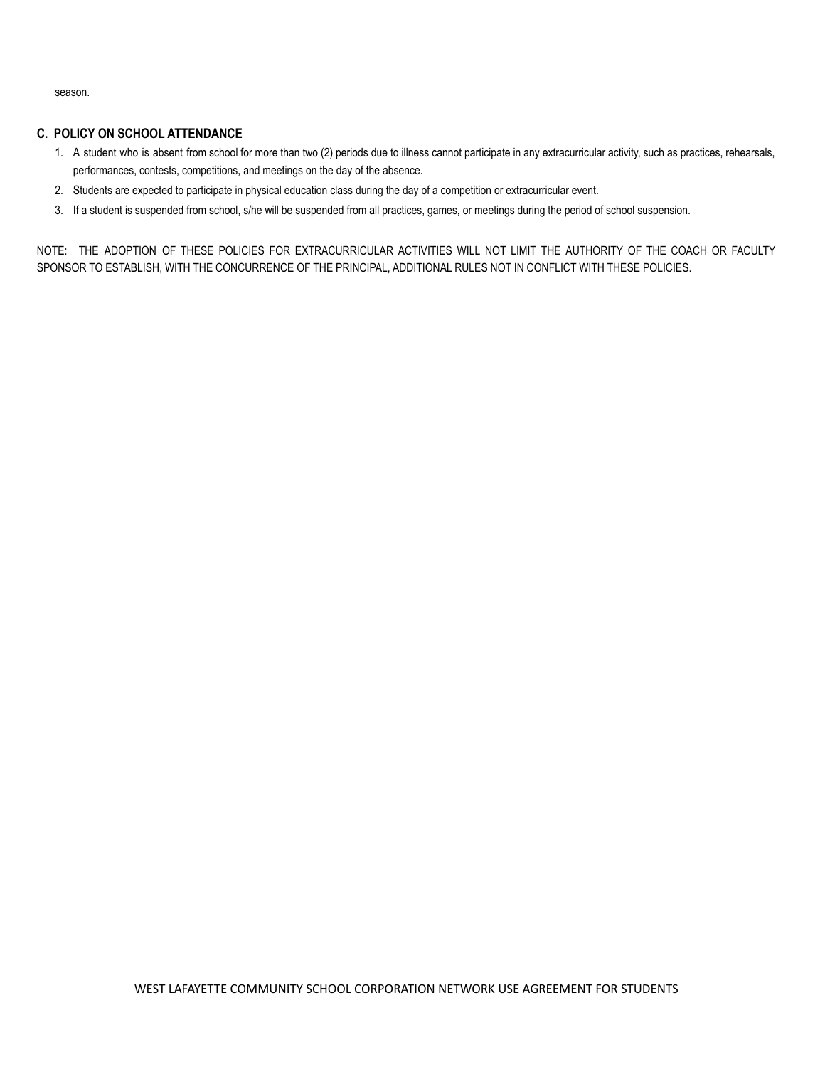season.

**C. POLICY ON SCHOOL ATTENDANCE**

1. A student who is absent from school for more than two (2) periods due to illness cannot participate in any extracurricular activity, such as practices, rehearsals, performances, contests, competitions, and meetings on the day of the absence.
2. Students are expected to participate in physical education class during the day of a competition or extracurricular event.
3. If a student is suspended from school, s/he will be suspended from all practices, games, or meetings during the period of school suspension.

NOTE: THE ADOPTION OF THESE POLICIES FOR EXTRACURRICULAR ACTIVITIES WILL NOT LIMIT THE AUTHORITY OF THE COACH OR FACULTY SPONSOR TO ESTABLISH, WITH THE CONCURRENCE OF THE PRINCIPAL, ADDITIONAL RULES NOT IN CONFLICT WITH THESE POLICIES.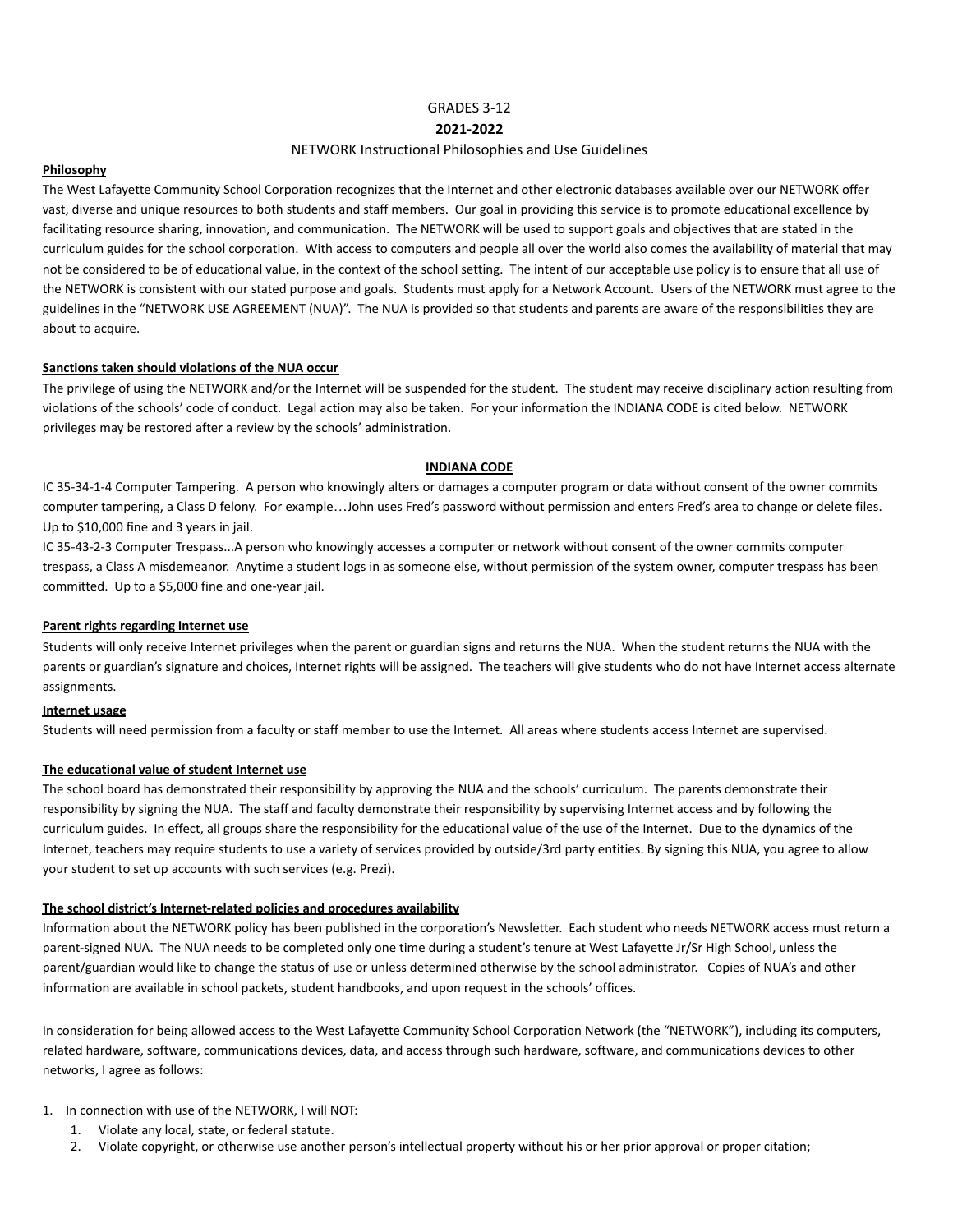GRADES 3-12

**2021-2022**

NETWORK Instructional Philosophies and Use Guidelines

**Philosophy**

The West Lafayette Community School Corporation recognizes that the Internet and other electronic databases available over our NETWORK offer vast, diverse and unique resources to both students and staff members. Our goal in providing this service is to promote educational excellence by facilitating resource sharing, innovation, and communication. The NETWORK will be used to support goals and objectives that are stated in the curriculum guides for the school corporation. With access to computers and people all over the world also comes the availability of material that may not be considered to be of educational value, in the context of the school setting. The intent of our acceptable use policy is to ensure that all use of the NETWORK is consistent with our stated purpose and goals. Students must apply for a Network Account. Users of the NETWORK must agree to the guidelines in the "NETWORK USE AGREEMENT (NUA)". The NUA is provided so that students and parents are aware of the responsibilities they are about to acquire.

**Sanctions taken should violations of the NUA occur**

The privilege of using the NETWORK and/or the Internet will be suspended for the student. The student may receive disciplinary action resulting from violations of the schools' code of conduct. Legal action may also be taken. For your information the INDIANA CODE is cited below. NETWORK privileges may be restored after a review by the schools' administration.

**INDIANA CODE**

IC 35-34-1-4 Computer Tampering. A person who knowingly alters or damages a computer program or data without consent of the owner commits computer tampering, a Class D felony. For example…John uses Fred's password without permission and enters Fred's area to change or delete files. Up to $10,000 fine and 3 years in jail.

IC 35-43-2-3 Computer Trespass...A person who knowingly accesses a computer or network without consent of the owner commits computer trespass, a Class A misdemeanor. Anytime a student logs in as someone else, without permission of the system owner, computer trespass has been committed. Up to a $5,000 fine and one-year jail.

**Parent rights regarding Internet use**

Students will only receive Internet privileges when the parent or guardian signs and returns the NUA. When the student returns the NUA with the parents or guardian's signature and choices, Internet rights will be assigned. The teachers will give students who do not have Internet access alternate assignments.

**Internet usage**

Students will need permission from a faculty or staff member to use the Internet. All areas where students access Internet are supervised.

**The educational value of student Internet use**

The school board has demonstrated their responsibility by approving the NUA and the schools' curriculum. The parents demonstrate their responsibility by signing the NUA. The staff and faculty demonstrate their responsibility by supervising Internet access and by following the curriculum guides. In effect, all groups share the responsibility for the educational value of the use of the Internet. Due to the dynamics of the Internet, teachers may require students to use a variety of services provided by outside/3rd party entities. By signing this NUA, you agree to allow your student to set up accounts with such services (e.g. Prezi).

**The school district's Internet-related policies and procedures availability**

Information about the NETWORK policy has been published in the corporation's Newsletter. Each student who needs NETWORK access must return a parent-signed NUA. The NUA needs to be completed only one time during a student's tenure at West Lafayette Jr/Sr High School, unless the parent/guardian would like to change the status of use or unless determined otherwise by the school administrator. Copies of NUA's and other information are available in school packets, student handbooks, and upon request in the schools' offices.

In consideration for being allowed access to the West Lafayette Community School Corporation Network (the "NETWORK"), including its computers, related hardware, software, communications devices, data, and access through such hardware, software, and communications devices to other networks, I agree as follows:

1. In connection with use of the NETWORK, I will NOT:
   1. Violate any local, state, or federal statute.
   2. Violate copyright, or otherwise use another person's intellectual property without his or her prior approval or proper citation;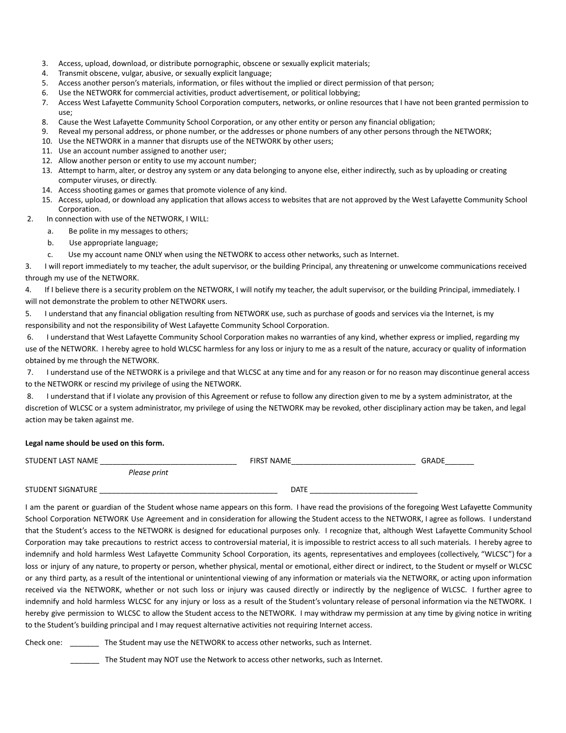3. Access, upload, download, or distribute pornographic, obscene or sexually explicit materials;
4. Transmit obscene, vulgar, abusive, or sexually explicit language;
5. Access another person's materials, information, or files without the implied or direct permission of that person;
6. Use the NETWORK for commercial activities, product advertisement, or political lobbying;
7. Access West Lafayette Community School Corporation computers, networks, or online resources that I have not been granted permission to use;
8. Cause the West Lafayette Community School Corporation, or any other entity or person any financial obligation;
9. Reveal my personal address, or phone number, or the addresses or phone numbers of any other persons through the NETWORK;
10. Use the NETWORK in a manner that disrupts use of the NETWORK by other users;
11. Use an account number assigned to another user;
12. Allow another person or entity to use my account number;
13. Attempt to harm, alter, or destroy any system or any data belonging to anyone else, either indirectly, such as by uploading or creating computer viruses, or directly.
14. Access shooting games or games that promote violence of any kind.
15. Access, upload, or download any application that allows access to websites that are not approved by the West Lafayette Community School Corporation.

2. In connection with use of the NETWORK, I WILL:
   a. Be polite in my messages to others;
   b. Use appropriate language;
   c. Use my account name ONLY when using the NETWORK to access other networks, such as Internet.

3. I will report immediately to my teacher, the adult supervisor, or the building Principal, any threatening or unwelcome communications received through my use of the NETWORK.

4. If I believe there is a security problem on the NETWORK, I will notify my teacher, the adult supervisor, or the building Principal, immediately. I will not demonstrate the problem to other NETWORK users.

5. I understand that any financial obligation resulting from NETWORK use, such as purchase of goods and services via the Internet, is my responsibility and not the responsibility of West Lafayette Community School Corporation.

6. I understand that West Lafayette Community School Corporation makes no warranties of any kind, whether express or implied, regarding my use of the NETWORK. I hereby agree to hold WLCSC harmless for any loss or injury to me as a result of the nature, accuracy or quality of information obtained by me through the NETWORK.

7. I understand use of the NETWORK is a privilege and that WLCSC at any time and for any reason or for no reason may discontinue general access to the NETWORK or rescind my privilege of using the NETWORK.

8. I understand that if I violate any provision of this Agreement or refuse to follow any direction given to me by a system administrator, at the discretion of WLCSC or a system administrator, my privilege of using the NETWORK may be revoked, other disciplinary action may be taken, and legal action may be taken against me.

**Legal name should be used on this form.**

STUDENT LAST NAME ________________________________ FIRST NAME______________________________ GRADE_______

*Please print*

STUDENT SIGNATURE ___________________________________________ DATE __________________________

I am the parent or guardian of the Student whose name appears on this form. I have read the provisions of the foregoing West Lafayette Community School Corporation NETWORK Use Agreement and in consideration for allowing the Student access to the NETWORK, I agree as follows. I understand that the Student's access to the NETWORK is designed for educational purposes only. I recognize that, although West Lafayette Community School Corporation may take precautions to restrict access to controversial material, it is impossible to restrict access to all such materials. I hereby agree to indemnify and hold harmless West Lafayette Community School Corporation, its agents, representatives and employees (collectively, "WLCSC") for a loss or injury of any nature, to property or person, whether physical, mental or emotional, either direct or indirect, to the Student or myself or WLCSC or any third party, as a result of the intentional or unintentional viewing of any information or materials via the NETWORK, or acting upon information received via the NETWORK, whether or not such loss or injury was caused directly or indirectly by the negligence of WLCSC. I further agree to indemnify and hold harmless WLCSC for any injury or loss as a result of the Student's voluntary release of personal information via the NETWORK. I hereby give permission to WLCSC to allow the Student access to the NETWORK. I may withdraw my permission at any time by giving notice in writing to the Student's building principal and I may request alternative activities not requiring Internet access.

Check one: _______ The Student may use the NETWORK to access other networks, such as Internet.

_______ The Student may NOT use the Network to access other networks, such as Internet.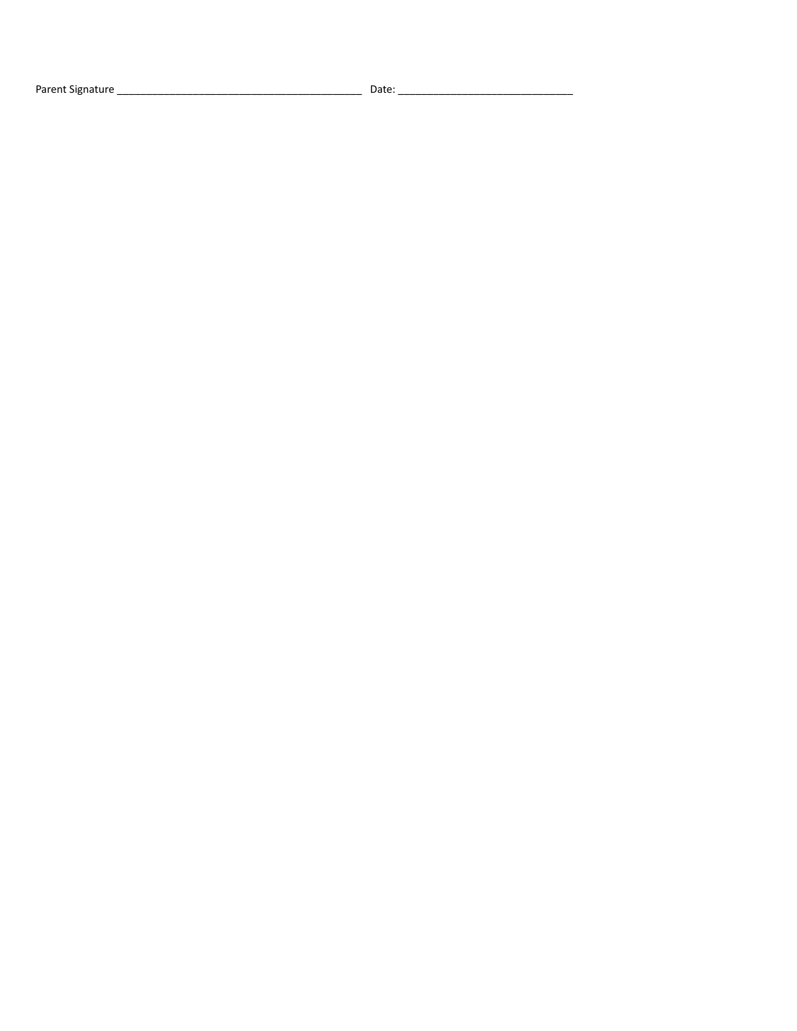Parent Signature ________________________________________ Date: ____________________________